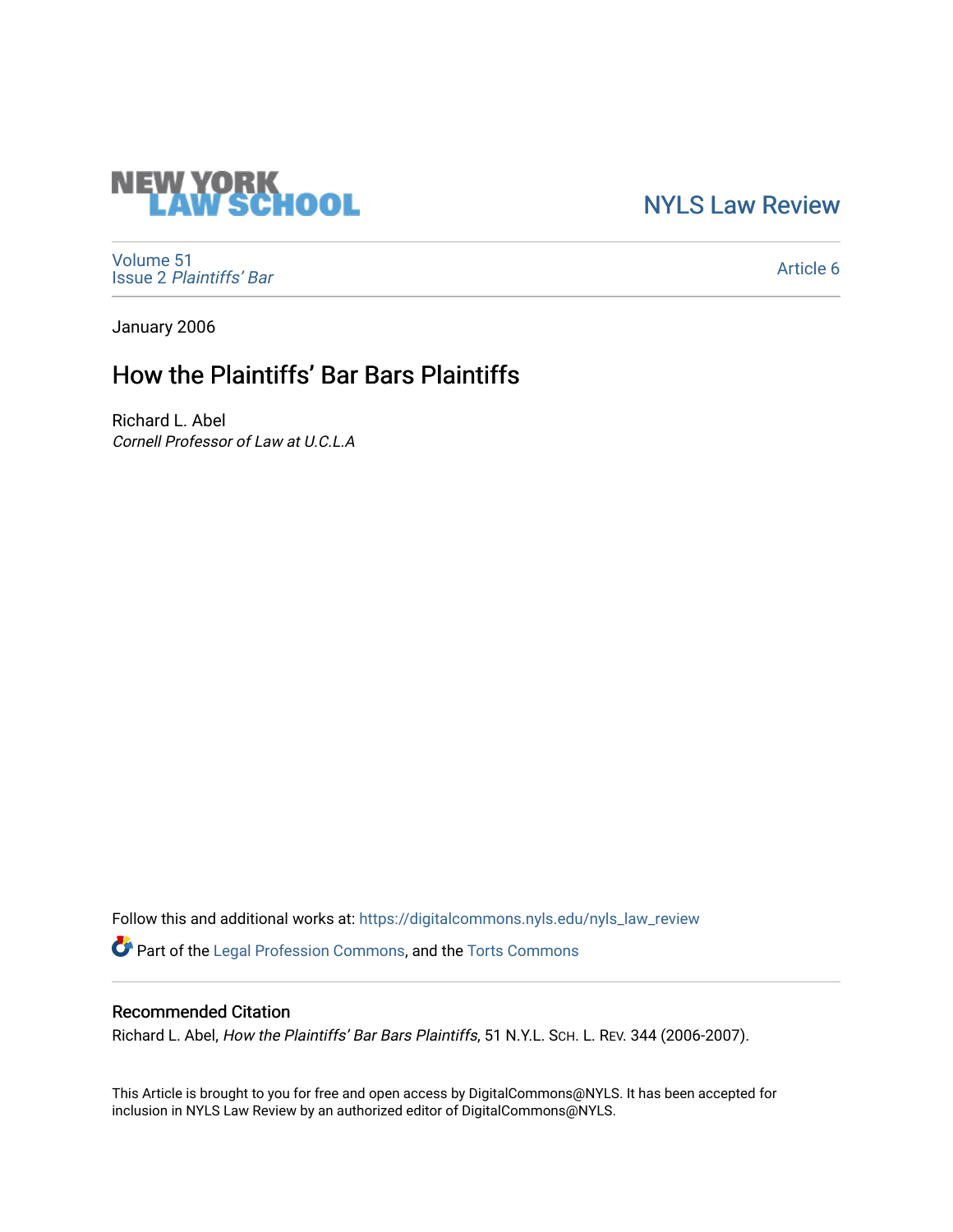NEW YORK LAW SCHOOL

NYLS Law Review

Volume 51
Issue 2 *Plaintiffs' Bar*

Article 6

January 2006

# How the Plaintiffs' Bar Bars Plaintiffs

Richard L. Abel
*Cornell Professor of Law at U.C.L.A*

Follow this and additional works at: https://digitalcommons.nyls.edu/nyls_law_review

Part of the Legal Profession Commons, and the Torts Commons

## Recommended Citation

Richard L. Abel, *How the Plaintiffs' Bar Bars Plaintiffs*, 51 N.Y.L. SCH. L. REV. 344 (2006-2007).

This Article is brought to you for free and open access by DigitalCommons@NYLS. It has been accepted for inclusion in NYLS Law Review by an authorized editor of DigitalCommons@NYLS.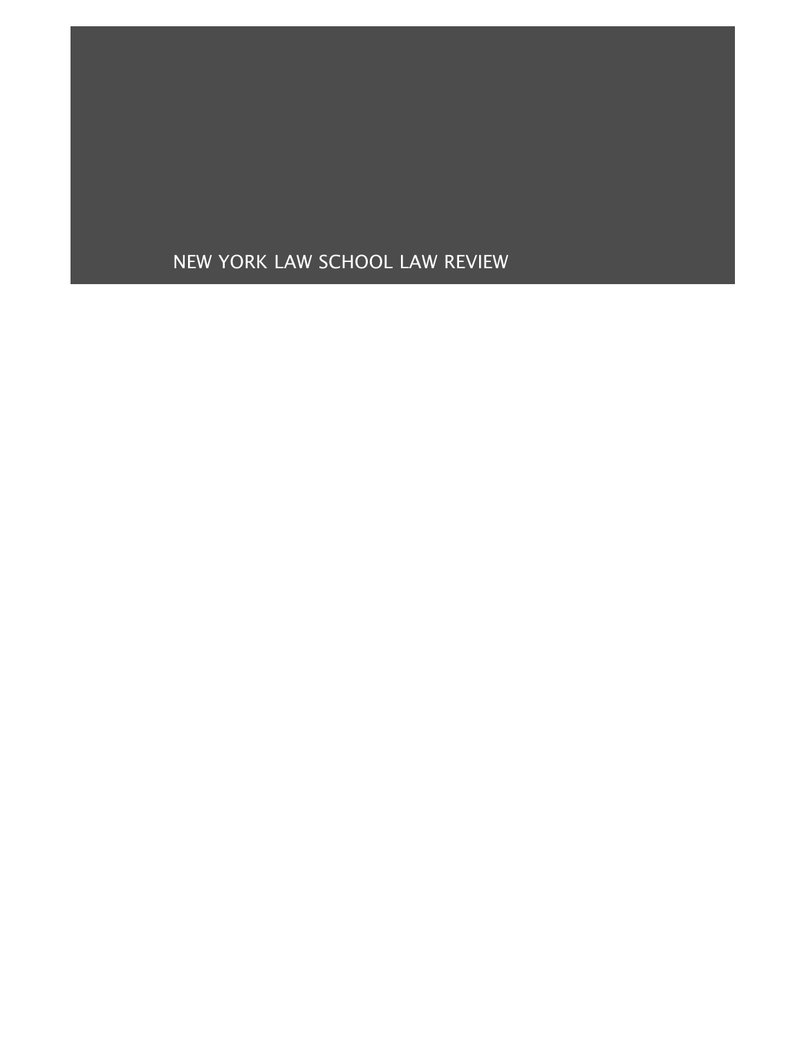NEW YORK LAW SCHOOL LAW REVIEW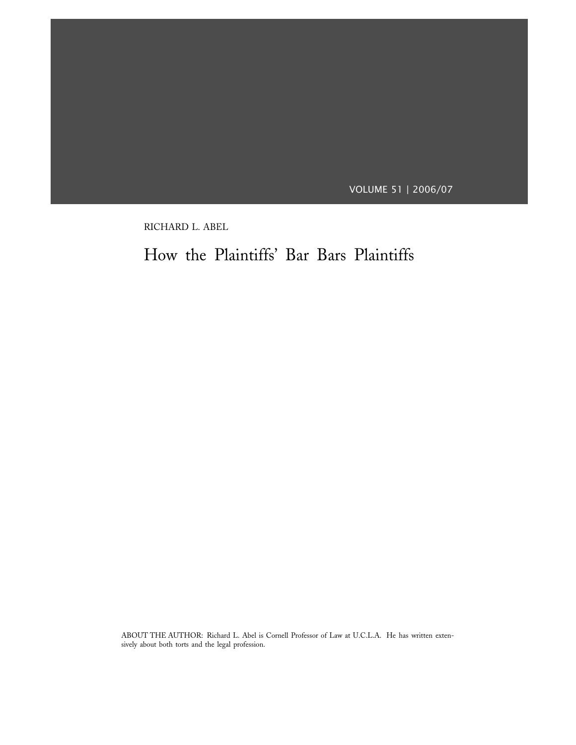RICHARD L. ABEL

# How the Plaintiffs' Bar Bars Plaintiffs

ABOUT THE AUTHOR: Richard L. Abel is Cornell Professor of Law at U.C.L.A. He has written extensively about both torts and the legal profession.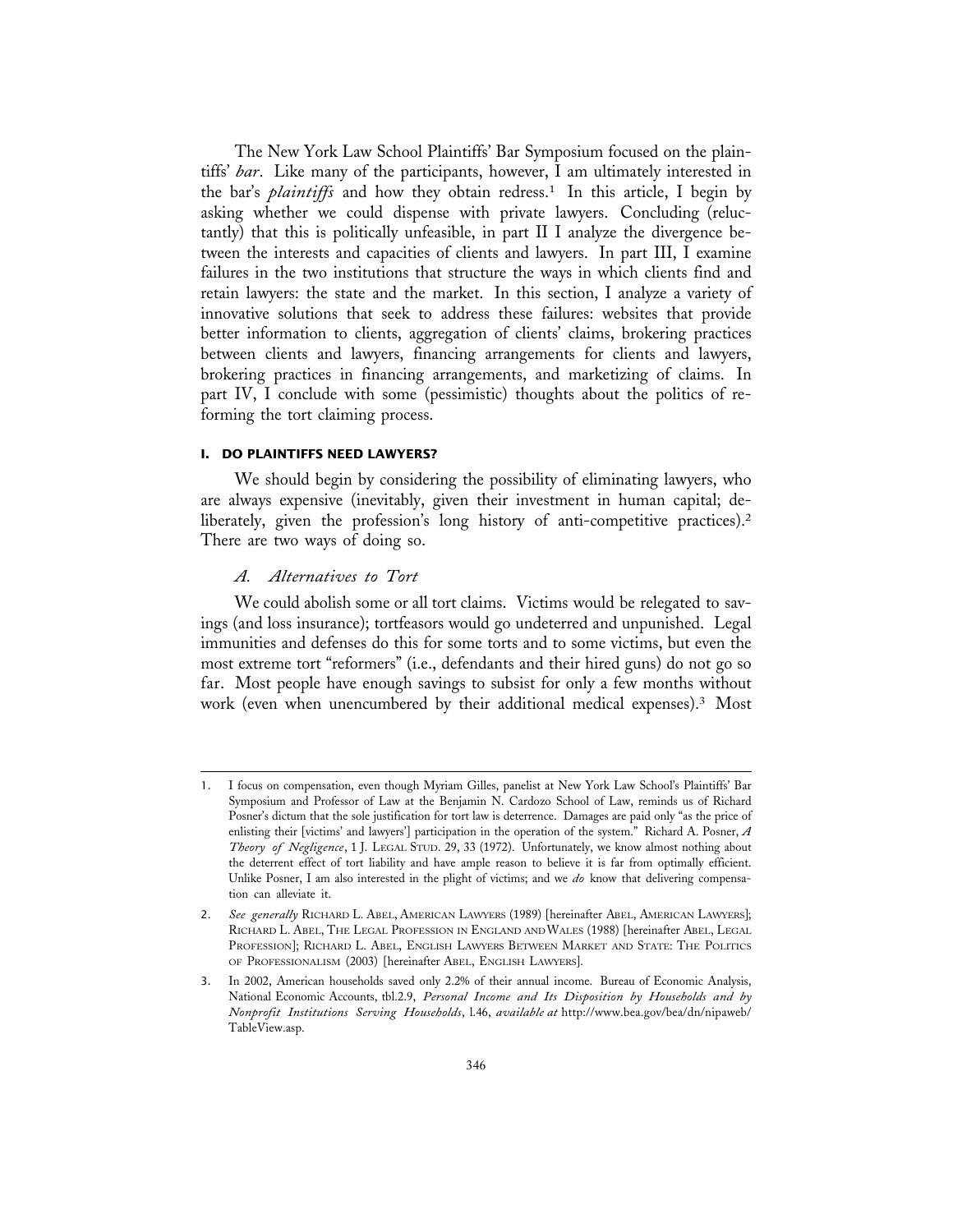The New York Law School Plaintiffs' Bar Symposium focused on the plaintiffs' *bar*. Like many of the participants, however, I am ultimately interested in the bar's *plaintiffs* and how they obtain redress.[1] In this article, I begin by asking whether we could dispense with private lawyers. Concluding (reluctantly) that this is politically unfeasible, in part II I analyze the divergence between the interests and capacities of clients and lawyers. In part III, I examine failures in the two institutions that structure the ways in which clients find and retain lawyers: the state and the market. In this section, I analyze a variety of innovative solutions that seek to address these failures: websites that provide better information to clients, aggregation of clients' claims, brokering practices between clients and lawyers, financing arrangements for clients and lawyers, brokering practices in financing arrangements, and marketizing of claims. In part IV, I conclude with some (pessimistic) thoughts about the politics of reforming the tort claiming process.

## I. DO PLAINTIFFS NEED LAWYERS?

We should begin by considering the possibility of eliminating lawyers, who are always expensive (inevitably, given their investment in human capital; deliberately, given the profession's long history of anti-competitive practices).[2] There are two ways of doing so.

### *A. Alternatives to Tort*

We could abolish some or all tort claims. Victims would be relegated to savings (and loss insurance); tortfeasors would go undeterred and unpunished. Legal immunities and defenses do this for some torts and to some victims, but even the most extreme tort "reformers" (i.e., defendants and their hired guns) do not go so far. Most people have enough savings to subsist for only a few months without work (even when unencumbered by their additional medical expenses).[3] Most

---

1. I focus on compensation, even though Myriam Gilles, panelist at New York Law School's Plaintiffs' Bar Symposium and Professor of Law at the Benjamin N. Cardozo School of Law, reminds us of Richard Posner's dictum that the sole justification for tort law is deterrence. Damages are paid only "as the price of enlisting their [victims' and lawyers'] participation in the operation of the system." Richard A. Posner, *A Theory of Negligence*, 1 J. LEGAL STUD. 29, 33 (1972). Unfortunately, we know almost nothing about the deterrent effect of tort liability and have ample reason to believe it is far from optimally efficient. Unlike Posner, I am also interested in the plight of victims; and we *do* know that delivering compensation can alleviate it.

2. *See generally* RICHARD L. ABEL, AMERICAN LAWYERS (1989) [hereinafter ABEL, AMERICAN LAWYERS]; RICHARD L. ABEL, THE LEGAL PROFESSION IN ENGLAND AND WALES (1988) [hereinafter ABEL, LEGAL PROFESSION]; RICHARD L. ABEL, ENGLISH LAWYERS BETWEEN MARKET AND STATE: THE POLITICS OF PROFESSIONALISM (2003) [hereinafter ABEL, ENGLISH LAWYERS].

3. In 2002, American households saved only 2.2% of their annual income. Bureau of Economic Analysis, National Economic Accounts, tbl.2.9, *Personal Income and Its Disposition by Households and by Nonprofit Institutions Serving Households*, l.46, *available at* http://www.bea.gov/bea/dn/nipaweb/TableView.asp.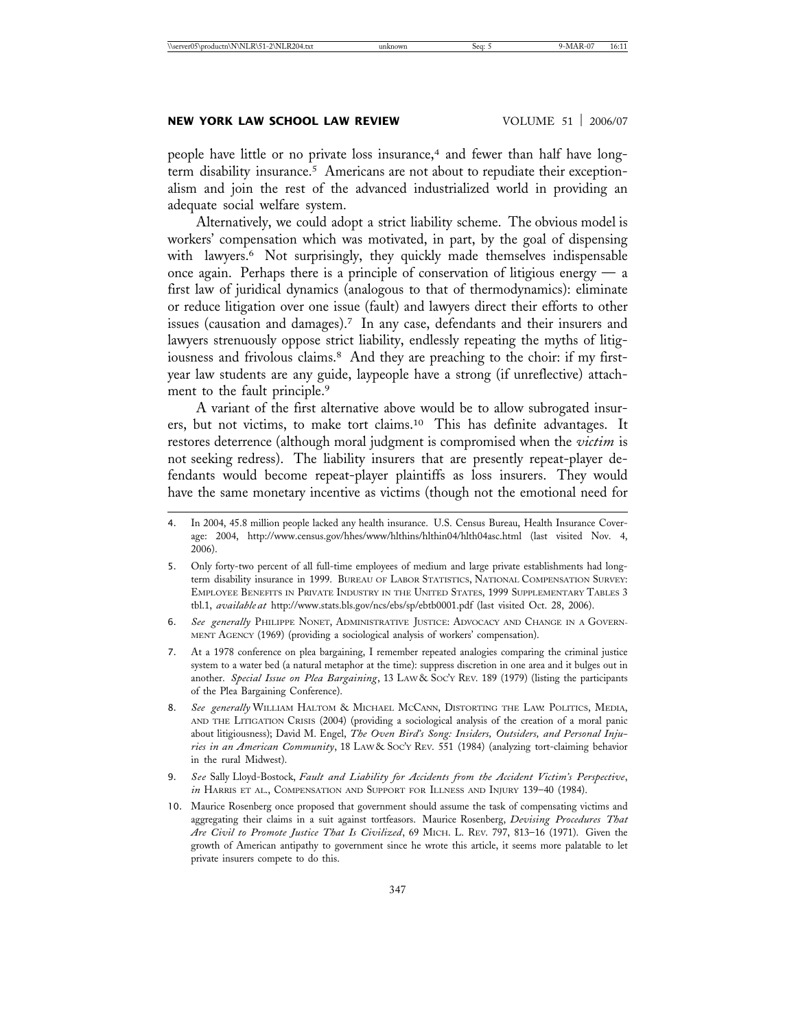people have little or no private loss insurance,[4] and fewer than half have long-term disability insurance.[5] Americans are not about to repudiate their exceptionalism and join the rest of the advanced industrialized world in providing an adequate social welfare system.

Alternatively, we could adopt a strict liability scheme. The obvious model is workers' compensation which was motivated, in part, by the goal of dispensing with lawyers.[6] Not surprisingly, they quickly made themselves indispensable once again. Perhaps there is a principle of conservation of litigious energy — a first law of juridical dynamics (analogous to that of thermodynamics): eliminate or reduce litigation over one issue (fault) and lawyers direct their efforts to other issues (causation and damages).[7] In any case, defendants and their insurers and lawyers strenuously oppose strict liability, endlessly repeating the myths of litigiousness and frivolous claims.[8] And they are preaching to the choir: if my first-year law students are any guide, laypeople have a strong (if unreflective) attachment to the fault principle.[9]

A variant of the first alternative above would be to allow subrogated insurers, but not victims, to make tort claims.[10] This has definite advantages. It restores deterrence (although moral judgment is compromised when the *victim* is not seeking redress). The liability insurers that are presently repeat-player defendants would become repeat-player plaintiffs as loss insurers. They would have the same monetary incentive as victims (though not the emotional need for

---

4. In 2004, 45.8 million people lacked any health insurance. U.S. Census Bureau, Health Insurance Coverage: 2004, http://www.census.gov/hhes/www/hlthins/hlthin04/hlth04asc.html (last visited Nov. 4, 2006).

5. Only forty-two percent of all full-time employees of medium and large private establishments had long-term disability insurance in 1999. BUREAU OF LABOR STATISTICS, NATIONAL COMPENSATION SURVEY: EMPLOYEE BENEFITS IN PRIVATE INDUSTRY IN THE UNITED STATES, 1999 SUPPLEMENTARY TABLES 3 tbl.1, *available at* http://www.stats.bls.gov/ncs/ebs/sp/ebtb0001.pdf (last visited Oct. 28, 2006).

6. *See generally* PHILIPPE NONET, ADMINISTRATIVE JUSTICE: ADVOCACY AND CHANGE IN A GOVERNMENT AGENCY (1969) (providing a sociological analysis of workers' compensation).

7. At a 1978 conference on plea bargaining, I remember repeated analogies comparing the criminal justice system to a water bed (a natural metaphor at the time): suppress discretion in one area and it bulges out in another. *Special Issue on Plea Bargaining*, 13 LAW & SOC'Y REV. 189 (1979) (listing the participants of the Plea Bargaining Conference).

8. *See generally* WILLIAM HALTOM & MICHAEL MCCANN, DISTORTING THE LAW: POLITICS, MEDIA, AND THE LITIGATION CRISIS (2004) (providing a sociological analysis of the creation of a moral panic about litigiousness); David M. Engel, *The Oven Bird's Song: Insiders, Outsiders, and Personal Injuries in an American Community*, 18 LAW & SOC'Y REV. 551 (1984) (analyzing tort-claiming behavior in the rural Midwest).

9. *See* Sally Lloyd-Bostock, *Fault and Liability for Accidents from the Accident Victim's Perspective*, *in* HARRIS ET AL., COMPENSATION AND SUPPORT FOR ILLNESS AND INJURY 139–40 (1984).

10. Maurice Rosenberg once proposed that government should assume the task of compensating victims and aggregating their claims in a suit against tortfeasors. Maurice Rosenberg, *Devising Procedures That Are Civil to Promote Justice That Is Civilized*, 69 MICH. L. REV. 797, 813–16 (1971). Given the growth of American antipathy to government since he wrote this article, it seems more palatable to let private insurers compete to do this.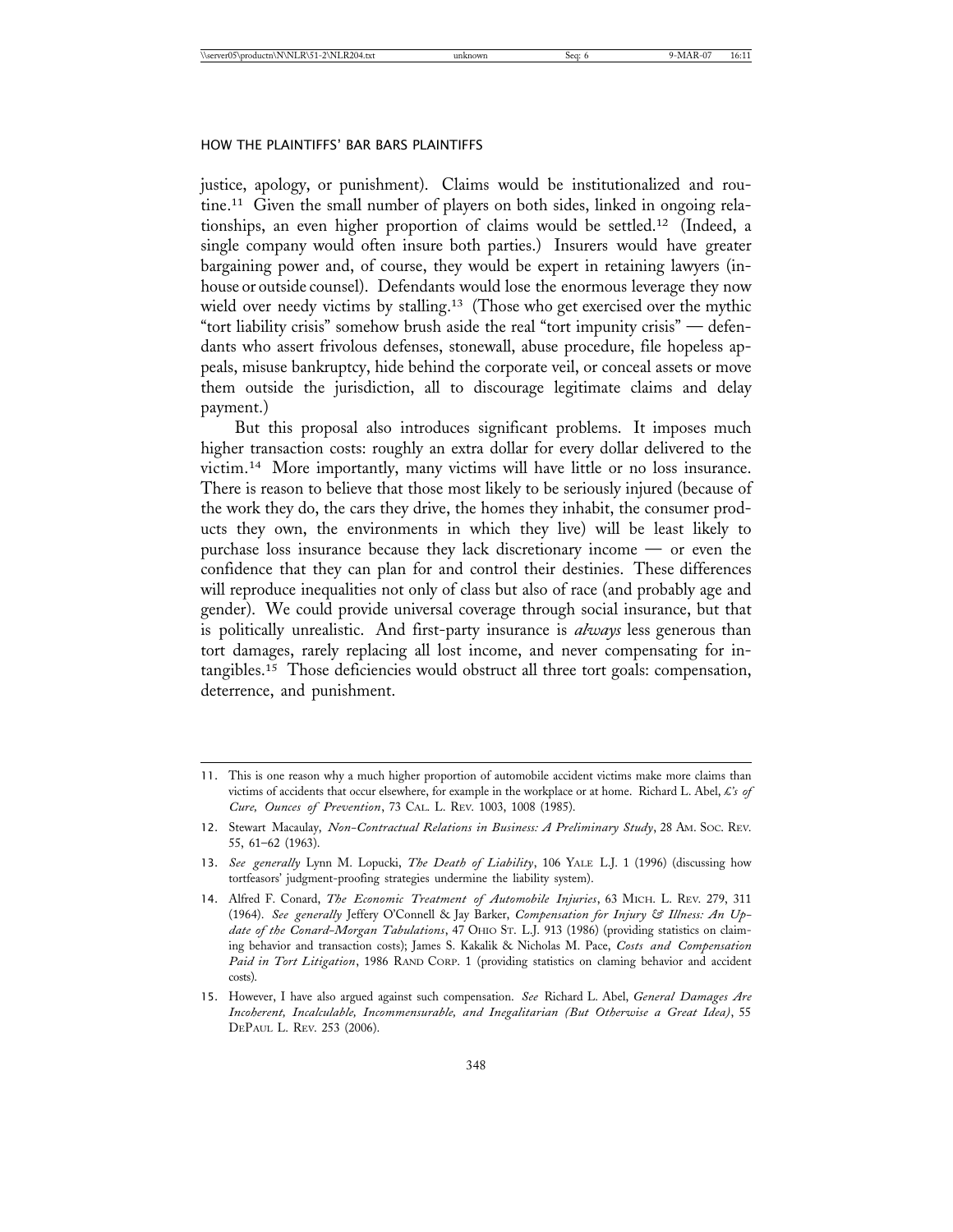justice, apology, or punishment). Claims would be institutionalized and routine.[11] Given the small number of players on both sides, linked in ongoing relationships, an even higher proportion of claims would be settled.[12] (Indeed, a single company would often insure both parties.) Insurers would have greater bargaining power and, of course, they would be expert in retaining lawyers (in-house or outside counsel). Defendants would lose the enormous leverage they now wield over needy victims by stalling.[13] (Those who get exercised over the mythic "tort liability crisis" somehow brush aside the real "tort impunity crisis" — defendants who assert frivolous defenses, stonewall, abuse procedure, file hopeless appeals, misuse bankruptcy, hide behind the corporate veil, or conceal assets or move them outside the jurisdiction, all to discourage legitimate claims and delay payment.)

But this proposal also introduces significant problems. It imposes much higher transaction costs: roughly an extra dollar for every dollar delivered to the victim.[14] More importantly, many victims will have little or no loss insurance. There is reason to believe that those most likely to be seriously injured (because of the work they do, the cars they drive, the homes they inhabit, the consumer products they own, the environments in which they live) will be least likely to purchase loss insurance because they lack discretionary income — or even the confidence that they can plan for and control their destinies. These differences will reproduce inequalities not only of class but also of race (and probably age and gender). We could provide universal coverage through social insurance, but that is politically unrealistic. And first-party insurance is *always* less generous than tort damages, rarely replacing all lost income, and never compensating for intangibles.[15] Those deficiencies would obstruct all three tort goals: compensation, deterrence, and punishment.

---

11. This is one reason why a much higher proportion of automobile accident victims make more claims than victims of accidents that occur elsewhere, for example in the workplace or at home. Richard L. Abel, *£'s of Cure, Ounces of Prevention*, 73 CAL. L. REV. 1003, 1008 (1985).

12. Stewart Macaulay, *Non-Contractual Relations in Business: A Preliminary Study*, 28 AM. SOC. REV. 55, 61–62 (1963).

13. *See generally* Lynn M. Lopucki, *The Death of Liability*, 106 YALE L.J. 1 (1996) (discussing how tortfeasors' judgment-proofing strategies undermine the liability system).

14. Alfred F. Conard, *The Economic Treatment of Automobile Injuries*, 63 MICH. L. REV. 279, 311 (1964). *See generally* Jeffery O'Connell & Jay Barker, *Compensation for Injury & Illness: An Update of the Conard-Morgan Tabulations*, 47 OHIO ST. L.J. 913 (1986) (providing statistics on claiming behavior and transaction costs); James S. Kakalik & Nicholas M. Pace, *Costs and Compensation Paid in Tort Litigation*, 1986 RAND CORP. 1 (providing statistics on claming behavior and accident costs).

15. However, I have also argued against such compensation. *See* Richard L. Abel, *General Damages Are Incoherent, Incalculable, Incommensurable, and Inegalitarian (But Otherwise a Great Idea)*, 55 DEPAUL L. REV. 253 (2006).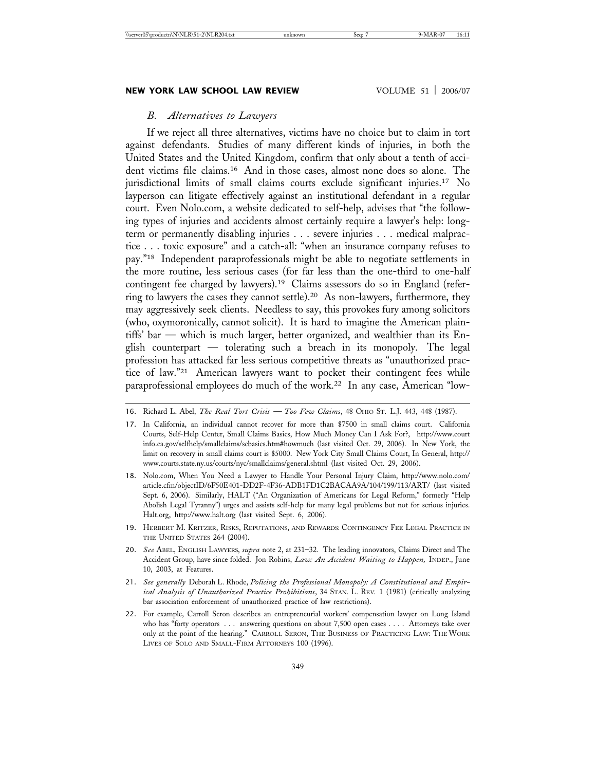### *B. Alternatives to Lawyers*

If we reject all three alternatives, victims have no choice but to claim in tort against defendants. Studies of many different kinds of injuries, in both the United States and the United Kingdom, confirm that only about a tenth of accident victims file claims.[16] And in those cases, almost none does so alone. The jurisdictional limits of small claims courts exclude significant injuries.[17] No layperson can litigate effectively against an institutional defendant in a regular court. Even Nolo.com, a website dedicated to self-help, advises that "the following types of injuries and accidents almost certainly require a lawyer's help: long-term or permanently disabling injuries . . . severe injuries . . . medical malpractice . . . toxic exposure" and a catch-all: "when an insurance company refuses to pay."[18] Independent paraprofessionals might be able to negotiate settlements in the more routine, less serious cases (for far less than the one-third to one-half contingent fee charged by lawyers).[19] Claims assessors do so in England (referring to lawyers the cases they cannot settle).[20] As non-lawyers, furthermore, they may aggressively seek clients. Needless to say, this provokes fury among solicitors (who, oxymoronically, cannot solicit). It is hard to imagine the American plaintiffs' bar — which is much larger, better organized, and wealthier than its English counterpart — tolerating such a breach in its monopoly. The legal profession has attacked far less serious competitive threats as "unauthorized practice of law."[21] American lawyers want to pocket their contingent fees while paraprofessional employees do much of the work.[22] In any case, American "low-

---

16. Richard L. Abel, *The Real Tort Crisis — Too Few Claims*, 48 OHIO ST. L.J. 443, 448 (1987).

17. In California, an individual cannot recover for more than $7500 in small claims court. California Courts, Self-Help Center, Small Claims Basics, How Much Money Can I Ask For?, http://www.courtinfo.ca.gov/selfhelp/smallclaims/scbasics.htm#howmuch (last visited Oct. 29, 2006). In New York, the limit on recovery in small claims court is $5000. New York City Small Claims Court, In General, http://www.courts.state.ny.us/courts/nyc/smallclaims/general.shtml (last visited Oct. 29, 2006).

18. Nolo.com, When You Need a Lawyer to Handle Your Personal Injury Claim, http://www.nolo.com/article.cfm/objectID/6F50E401-DD2F-4F36-ADB1FD1C2BACAA9A/104/199/113/ART/ (last visited Sept. 6, 2006). Similarly, HALT ("An Organization of Americans for Legal Reform," formerly "Help Abolish Legal Tyranny") urges and assists self-help for many legal problems but not for serious injuries. Halt.org, http://www.halt.org (last visited Sept. 6, 2006).

19. HERBERT M. KRITZER, RISKS, REPUTATIONS, AND REWARDS: CONTINGENCY FEE LEGAL PRACTICE IN THE UNITED STATES 264 (2004).

20. *See* ABEL, ENGLISH LAWYERS, *supra* note 2, at 231–32. The leading innovators, Claims Direct and The Accident Group, have since folded. Jon Robins, *Law: An Accident Waiting to Happen,* INDEP., June 10, 2003, at Features.

21. *See generally* Deborah L. Rhode, *Policing the Professional Monopoly: A Constitutional and Empirical Analysis of Unauthorized Practice Prohibitions*, 34 STAN. L. REV. 1 (1981) (critically analyzing bar association enforcement of unauthorized practice of law restrictions).

22. For example, Carroll Seron describes an entrepreneurial workers' compensation lawyer on Long Island who has "forty operators . . . answering questions on about 7,500 open cases . . . . Attorneys take over only at the point of the hearing." CARROLL SERON, THE BUSINESS OF PRACTICING LAW: THE WORK LIVES OF SOLO AND SMALL-FIRM ATTORNEYS 100 (1996).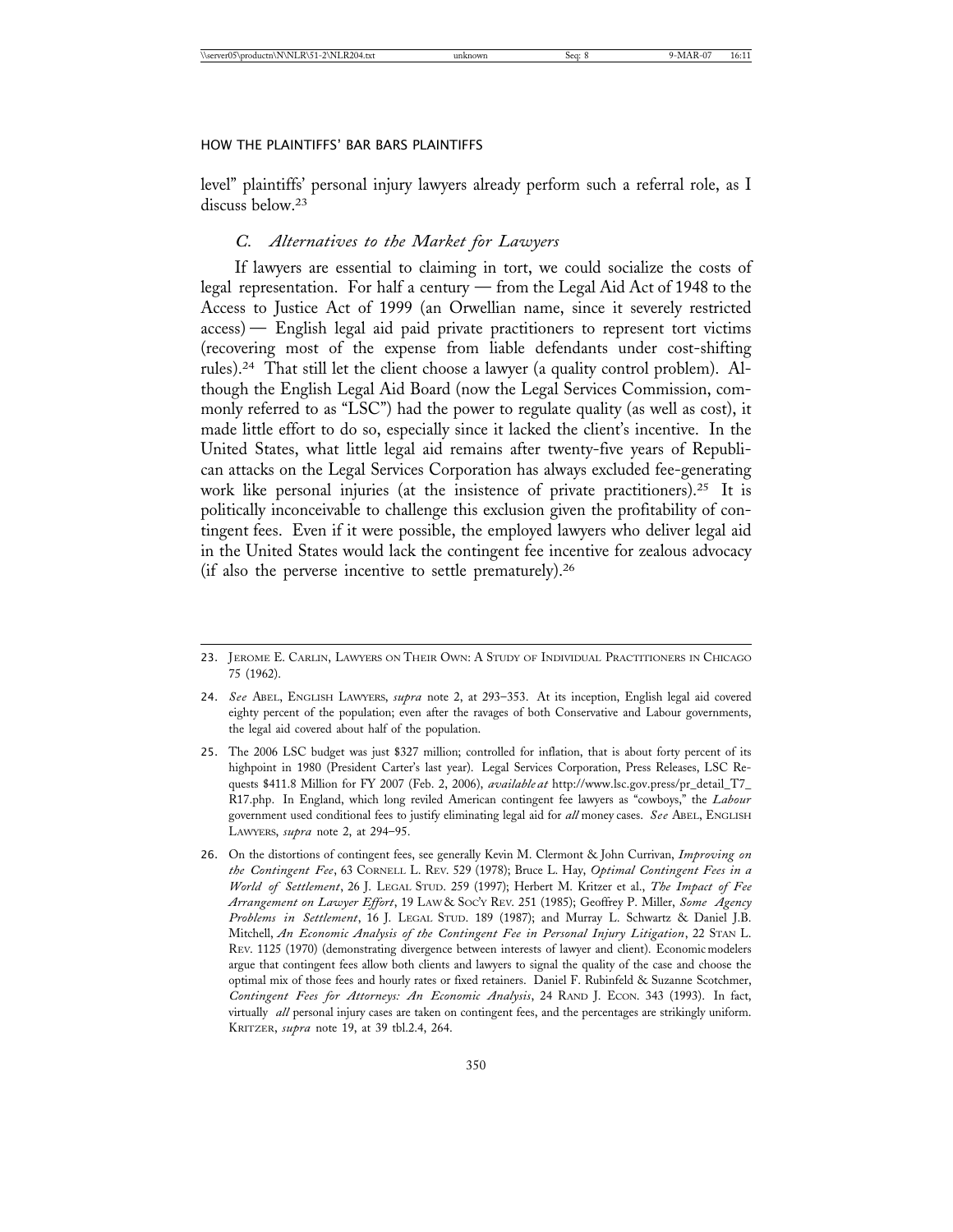level" plaintiffs' personal injury lawyers already perform such a referral role, as I discuss below.[23]

### C. *Alternatives to the Market for Lawyers*

If lawyers are essential to claiming in tort, we could socialize the costs of legal representation. For half a century — from the Legal Aid Act of 1948 to the Access to Justice Act of 1999 (an Orwellian name, since it severely restricted access) — English legal aid paid private practitioners to represent tort victims (recovering most of the expense from liable defendants under cost-shifting rules).[24] That still let the client choose a lawyer (a quality control problem). Although the English Legal Aid Board (now the Legal Services Commission, commonly referred to as "LSC") had the power to regulate quality (as well as cost), it made little effort to do so, especially since it lacked the client's incentive. In the United States, what little legal aid remains after twenty-five years of Republican attacks on the Legal Services Corporation has always excluded fee-generating work like personal injuries (at the insistence of private practitioners).[25] It is politically inconceivable to challenge this exclusion given the profitability of contingent fees. Even if it were possible, the employed lawyers who deliver legal aid in the United States would lack the contingent fee incentive for zealous advocacy (if also the perverse incentive to settle prematurely).[26]

---

23. Jerome E. Carlin, Lawyers on Their Own: A Study of Individual Practitioners in Chicago 75 (1962).

24. *See* Abel, English Lawyers, *supra* note 2, at 293–353. At its inception, English legal aid covered eighty percent of the population; even after the ravages of both Conservative and Labour governments, the legal aid covered about half of the population.

25. The 2006 LSC budget was just $327 million; controlled for inflation, that is about forty percent of its highpoint in 1980 (President Carter's last year). Legal Services Corporation, Press Releases, LSC Requests $411.8 Million for FY 2007 (Feb. 2, 2006), *available at* http://www.lsc.gov.press/pr_detail_T7_R17.php. In England, which long reviled American contingent fee lawyers as "cowboys," the *Labour* government used conditional fees to justify eliminating legal aid for *all* money cases. *See* Abel, English Lawyers, *supra* note 2, at 294–95.

26. On the distortions of contingent fees, see generally Kevin M. Clermont & John Currivan, *Improving on the Contingent Fee*, 63 Cornell L. Rev. 529 (1978); Bruce L. Hay, *Optimal Contingent Fees in a World of Settlement*, 26 J. Legal Stud. 259 (1997); Herbert M. Kritzer et al., *The Impact of Fee Arrangement on Lawyer Effort*, 19 Law & Soc'y Rev. 251 (1985); Geoffrey P. Miller, *Some Agency Problems in Settlement*, 16 J. Legal Stud. 189 (1987); and Murray L. Schwartz & Daniel J.B. Mitchell, *An Economic Analysis of the Contingent Fee in Personal Injury Litigation*, 22 Stan L. Rev. 1125 (1970) (demonstrating divergence between interests of lawyer and client). Economic modelers argue that contingent fees allow both clients and lawyers to signal the quality of the case and choose the optimal mix of those fees and hourly rates or fixed retainers. Daniel F. Rubinfeld & Suzanne Scotchmer, *Contingent Fees for Attorneys: An Economic Analysis*, 24 Rand J. Econ. 343 (1993). In fact, virtually *all* personal injury cases are taken on contingent fees, and the percentages are strikingly uniform. Kritzer, *supra* note 19, at 39 tbl.2.4, 264.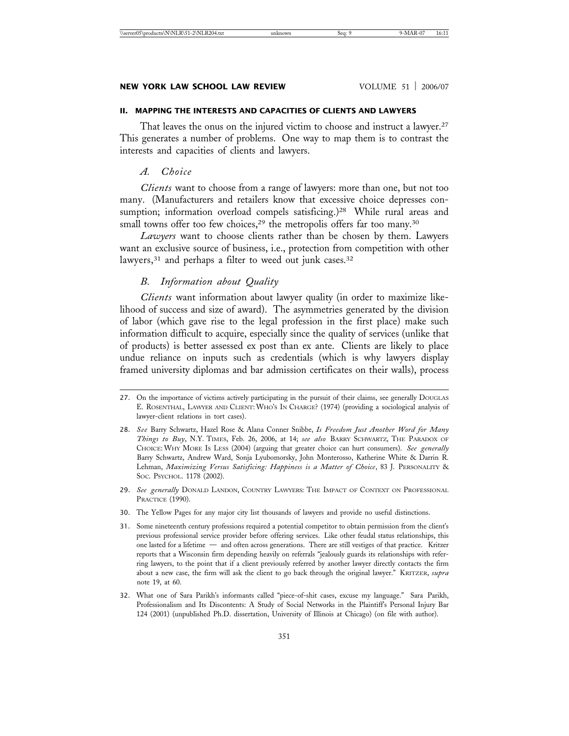## II. MAPPING THE INTERESTS AND CAPACITIES OF CLIENTS AND LAWYERS

That leaves the onus on the injured victim to choose and instruct a lawyer.[27] This generates a number of problems. One way to map them is to contrast the interests and capacities of clients and lawyers.

### A. *Choice*

*Clients* want to choose from a range of lawyers: more than one, but not too many. (Manufacturers and retailers know that excessive choice depresses consumption; information overload compels satisficing.)[28] While rural areas and small towns offer too few choices,[29] the metropolis offers far too many.[30]

*Lawyers* want to choose clients rather than be chosen by them. Lawyers want an exclusive source of business, i.e., protection from competition with other lawyers,[31] and perhaps a filter to weed out junk cases.[32]

### B. *Information about Quality*

*Clients* want information about lawyer quality (in order to maximize likelihood of success and size of award). The asymmetries generated by the division of labor (which gave rise to the legal profession in the first place) make such information difficult to acquire, especially since the quality of services (unlike that of products) is better assessed ex post than ex ante. Clients are likely to place undue reliance on inputs such as credentials (which is why lawyers display framed university diplomas and bar admission certificates on their walls), process

---

27. On the importance of victims actively participating in the pursuit of their claims, see generally DOUGLAS E. ROSENTHAL, LAWYER AND CLIENT: WHO'S IN CHARGE? (1974) (providing a sociological analysis of lawyer-client relations in tort cases).

28. *See* Barry Schwartz, Hazel Rose & Alana Conner Snibbe, *Is Freedom Just Another Word for Many Things to Buy*, N.Y. TIMES, Feb. 26, 2006, at 14; *see also* BARRY SCHWARTZ, THE PARADOX OF CHOICE: WHY MORE IS LESS (2004) (arguing that greater choice can hurt consumers). *See generally* Barry Schwartz, Andrew Ward, Sonja Lyubomorsky, John Monterosso, Katherine White & Darrin R. Lehman, *Maximizing Versus Satisficing: Happiness is a Matter of Choice*, 83 J. PERSONALITY & SOC. PSYCHOL. 1178 (2002).

29. *See generally* DONALD LANDON, COUNTRY LAWYERS: THE IMPACT OF CONTEXT ON PROFESSIONAL PRACTICE (1990).

30. The Yellow Pages for any major city list thousands of lawyers and provide no useful distinctions.

31. Some nineteenth century professions required a potential competitor to obtain permission from the client's previous professional service provider before offering services. Like other feudal status relationships, this one lasted for a lifetime — and often across generations. There are still vestiges of that practice. Kritzer reports that a Wisconsin firm depending heavily on referrals "jealously guards its relationships with referring lawyers, to the point that if a client previously referred by another lawyer directly contacts the firm about a new case, the firm will ask the client to go back through the original lawyer." KRITZER, *supra* note 19, at 60.

32. What one of Sara Parikh's informants called "piece-of-shit cases, excuse my language." Sara Parikh, Professionalism and Its Discontents: A Study of Social Networks in the Plaintiff's Personal Injury Bar 124 (2001) (unpublished Ph.D. dissertation, University of Illinois at Chicago) (on file with author).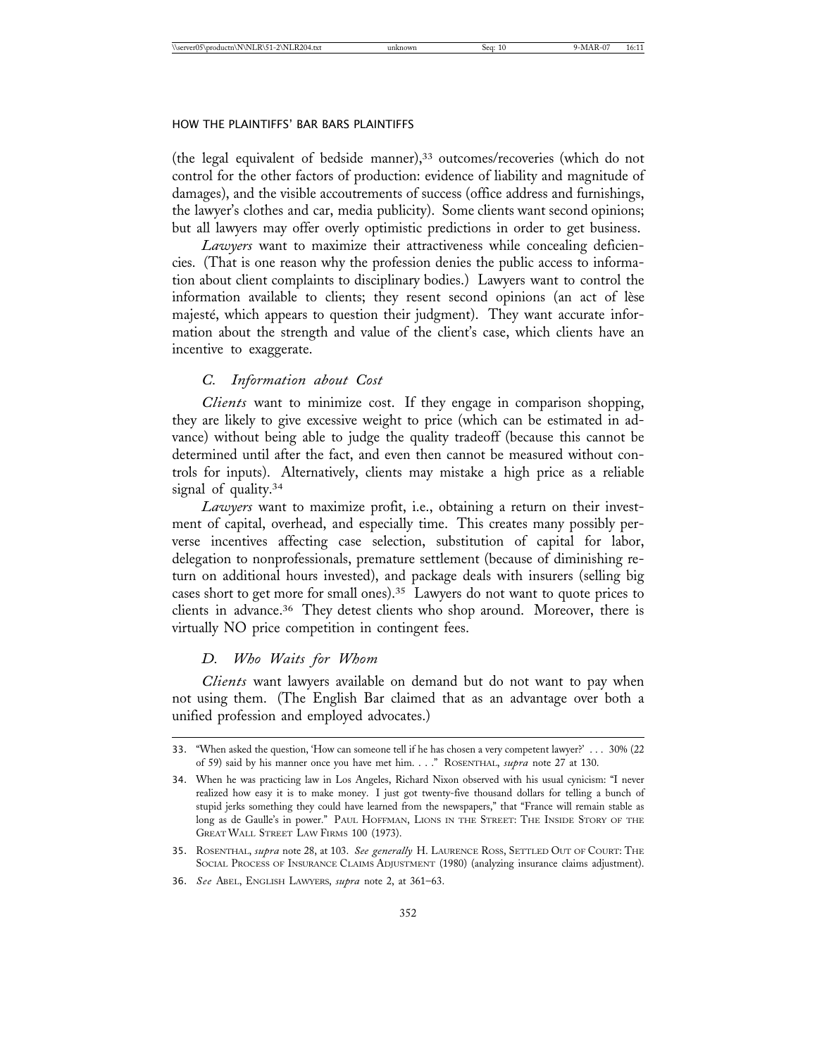(the legal equivalent of bedside manner),[33] outcomes/recoveries (which do not control for the other factors of production: evidence of liability and magnitude of damages), and the visible accoutrements of success (office address and furnishings, the lawyer's clothes and car, media publicity). Some clients want second opinions; but all lawyers may offer overly optimistic predictions in order to get business.

*Lawyers* want to maximize their attractiveness while concealing deficiencies. (That is one reason why the profession denies the public access to information about client complaints to disciplinary bodies.) Lawyers want to control the information available to clients; they resent second opinions (an act of lèse majesté, which appears to question their judgment). They want accurate information about the strength and value of the client's case, which clients have an incentive to exaggerate.

### *C. Information about Cost*

*Clients* want to minimize cost. If they engage in comparison shopping, they are likely to give excessive weight to price (which can be estimated in advance) without being able to judge the quality tradeoff (because this cannot be determined until after the fact, and even then cannot be measured without controls for inputs). Alternatively, clients may mistake a high price as a reliable signal of quality.[34]

*Lawyers* want to maximize profit, i.e., obtaining a return on their investment of capital, overhead, and especially time. This creates many possibly perverse incentives affecting case selection, substitution of capital for labor, delegation to nonprofessionals, premature settlement (because of diminishing return on additional hours invested), and package deals with insurers (selling big cases short to get more for small ones).[35] Lawyers do not want to quote prices to clients in advance.[36] They detest clients who shop around. Moreover, there is virtually NO price competition in contingent fees.

### *D. Who Waits for Whom*

*Clients* want lawyers available on demand but do not want to pay when not using them. (The English Bar claimed that as an advantage over both a unified profession and employed advocates.)

---

33. "When asked the question, 'How can someone tell if he has chosen a very competent lawyer?' . . . 30% (22 of 59) said by his manner once you have met him. . . ." ROSENTHAL, *supra* note 27 at 130.

34. When he was practicing law in Los Angeles, Richard Nixon observed with his usual cynicism: "I never realized how easy it is to make money. I just got twenty-five thousand dollars for telling a bunch of stupid jerks something they could have learned from the newspapers," that "France will remain stable as long as de Gaulle's in power." PAUL HOFFMAN, LIONS IN THE STREET: THE INSIDE STORY OF THE GREAT WALL STREET LAW FIRMS 100 (1973).

35. ROSENTHAL, *supra* note 28, at 103. *See generally* H. LAURENCE ROSS, SETTLED OUT OF COURT: THE SOCIAL PROCESS OF INSURANCE CLAIMS ADJUSTMENT (1980) (analyzing insurance claims adjustment).

36. *See* ABEL, ENGLISH LAWYERS, *supra* note 2, at 361–63.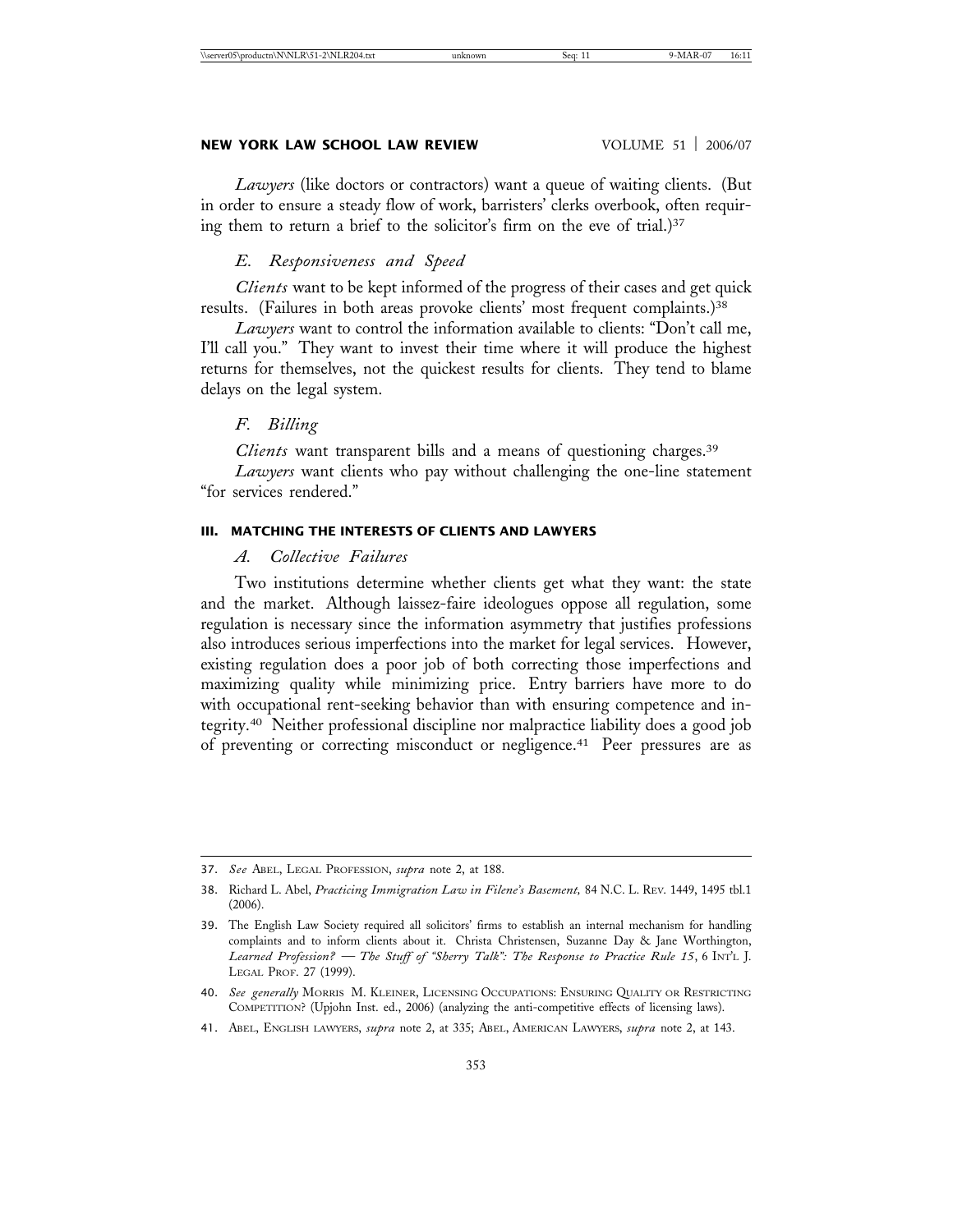*Lawyers* (like doctors or contractors) want a queue of waiting clients. (But in order to ensure a steady flow of work, barristers' clerks overbook, often requiring them to return a brief to the solicitor's firm on the eve of trial.)[37]

### *E. Responsiveness and Speed*

*Clients* want to be kept informed of the progress of their cases and get quick results. (Failures in both areas provoke clients' most frequent complaints.)[38]

*Lawyers* want to control the information available to clients: "Don't call me, I'll call you." They want to invest their time where it will produce the highest returns for themselves, not the quickest results for clients. They tend to blame delays on the legal system.

### *F. Billing*

*Clients* want transparent bills and a means of questioning charges.[39]

*Lawyers* want clients who pay without challenging the one-line statement "for services rendered."

## III. MATCHING THE INTERESTS OF CLIENTS AND LAWYERS

### *A. Collective Failures*

Two institutions determine whether clients get what they want: the state and the market. Although laissez-faire ideologues oppose all regulation, some regulation is necessary since the information asymmetry that justifies professions also introduces serious imperfections into the market for legal services. However, existing regulation does a poor job of both correcting those imperfections and maximizing quality while minimizing price. Entry barriers have more to do with occupational rent-seeking behavior than with ensuring competence and integrity.[40] Neither professional discipline nor malpractice liability does a good job of preventing or correcting misconduct or negligence.[41] Peer pressures are as

---

37. *See* ABEL, LEGAL PROFESSION, *supra* note 2, at 188.

38. Richard L. Abel, *Practicing Immigration Law in Filene's Basement,* 84 N.C. L. REV. 1449, 1495 tbl.1 (2006).

39. The English Law Society required all solicitors' firms to establish an internal mechanism for handling complaints and to inform clients about it. Christa Christensen, Suzanne Day & Jane Worthington, *Learned Profession? — The Stuff of "Sherry Talk": The Response to Practice Rule 15*, 6 INT'L J. LEGAL PROF. 27 (1999).

40. *See generally* MORRIS M. KLEINER, LICENSING OCCUPATIONS: ENSURING QUALITY OR RESTRICTING COMPETITION? (Upjohn Inst. ed., 2006) (analyzing the anti-competitive effects of licensing laws).

41. ABEL, ENGLISH LAWYERS, *supra* note 2, at 335; ABEL, AMERICAN LAWYERS, *supra* note 2, at 143.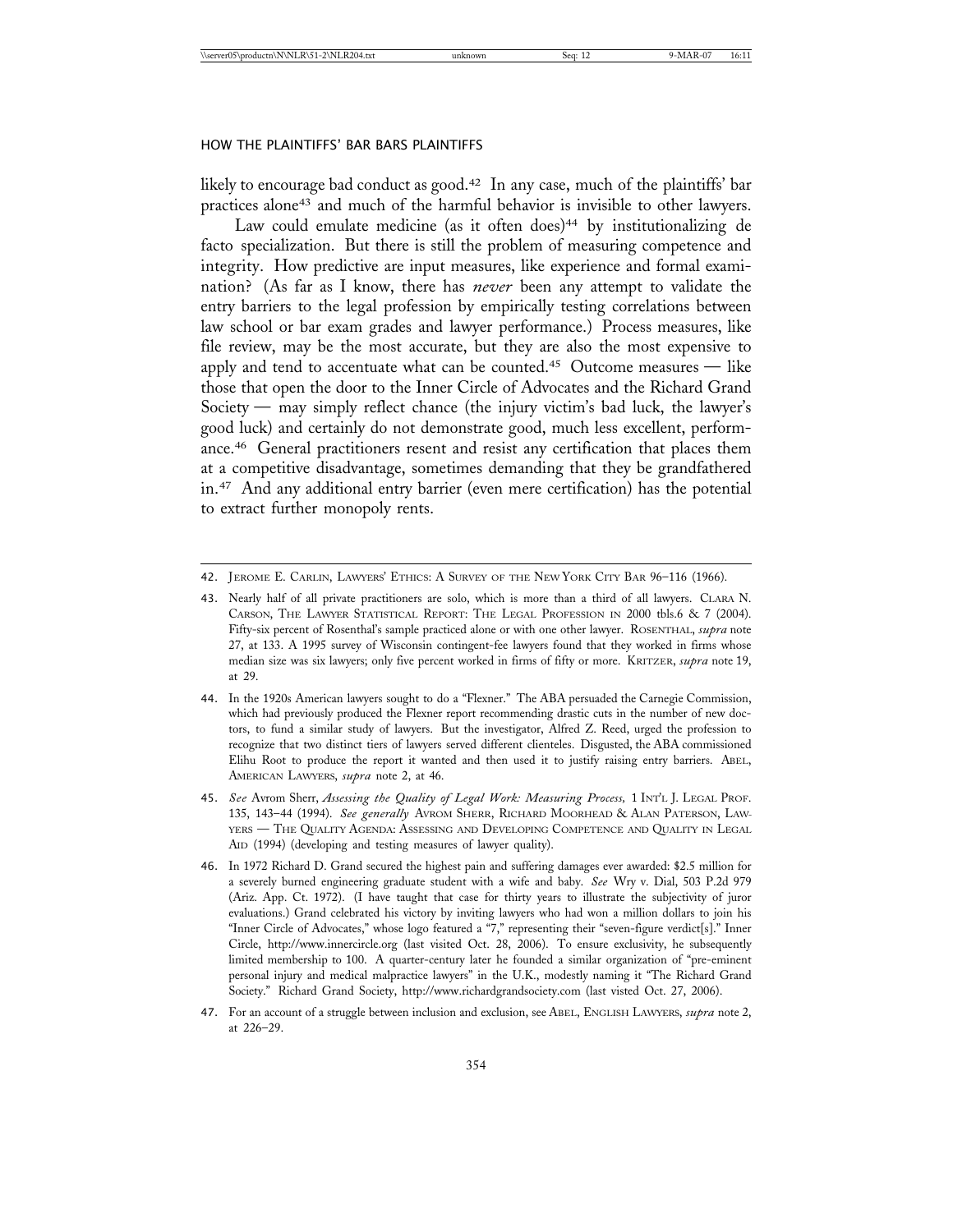likely to encourage bad conduct as good.[42] In any case, much of the plaintiffs' bar practices alone[43] and much of the harmful behavior is invisible to other lawyers.

Law could emulate medicine (as it often does)[44] by institutionalizing de facto specialization. But there is still the problem of measuring competence and integrity. How predictive are input measures, like experience and formal examination? (As far as I know, there has *never* been any attempt to validate the entry barriers to the legal profession by empirically testing correlations between law school or bar exam grades and lawyer performance.) Process measures, like file review, may be the most accurate, but they are also the most expensive to apply and tend to accentuate what can be counted.[45] Outcome measures — like those that open the door to the Inner Circle of Advocates and the Richard Grand Society — may simply reflect chance (the injury victim's bad luck, the lawyer's good luck) and certainly do not demonstrate good, much less excellent, performance.[46] General practitioners resent and resist any certification that places them at a competitive disadvantage, sometimes demanding that they be grandfathered in.[47] And any additional entry barrier (even mere certification) has the potential to extract further monopoly rents.

---

42. JEROME E. CARLIN, LAWYERS' ETHICS: A SURVEY OF THE NEW YORK CITY BAR 96–116 (1966).

43. Nearly half of all private practitioners are solo, which is more than a third of all lawyers. CLARA N. CARSON, THE LAWYER STATISTICAL REPORT: THE LEGAL PROFESSION IN 2000 tbls.6 & 7 (2004). Fifty-six percent of Rosenthal's sample practiced alone or with one other lawyer. ROSENTHAL, *supra* note 27, at 133. A 1995 survey of Wisconsin contingent-fee lawyers found that they worked in firms whose median size was six lawyers; only five percent worked in firms of fifty or more. KRITZER, *supra* note 19, at 29.

44. In the 1920s American lawyers sought to do a "Flexner." The ABA persuaded the Carnegie Commission, which had previously produced the Flexner report recommending drastic cuts in the number of new doctors, to fund a similar study of lawyers. But the investigator, Alfred Z. Reed, urged the profession to recognize that two distinct tiers of lawyers served different clienteles. Disgusted, the ABA commissioned Elihu Root to produce the report it wanted and then used it to justify raising entry barriers. ABEL, AMERICAN LAWYERS, *supra* note 2, at 46.

45. *See* Avrom Sherr, *Assessing the Quality of Legal Work: Measuring Process,* 1 INT'L J. LEGAL PROF. 135, 143–44 (1994). *See generally* AVROM SHERR, RICHARD MOORHEAD & ALAN PATERSON, LAWYERS — THE QUALITY AGENDA: ASSESSING AND DEVELOPING COMPETENCE AND QUALITY IN LEGAL AID (1994) (developing and testing measures of lawyer quality).

46. In 1972 Richard D. Grand secured the highest pain and suffering damages ever awarded: $2.5 million for a severely burned engineering graduate student with a wife and baby. *See* Wry v. Dial, 503 P.2d 979 (Ariz. App. Ct. 1972). (I have taught that case for thirty years to illustrate the subjectivity of juror evaluations.) Grand celebrated his victory by inviting lawyers who had won a million dollars to join his "Inner Circle of Advocates," whose logo featured a "7," representing their "seven-figure verdict[s]." Inner Circle, http://www.innercircle.org (last visited Oct. 28, 2006). To ensure exclusivity, he subsequently limited membership to 100. A quarter-century later he founded a similar organization of "pre-eminent personal injury and medical malpractice lawyers" in the U.K., modestly naming it "The Richard Grand Society." Richard Grand Society, http://www.richardgrandsociety.com (last visted Oct. 27, 2006).

47. For an account of a struggle between inclusion and exclusion, see ABEL, ENGLISH LAWYERS, *supra* note 2, at 226–29.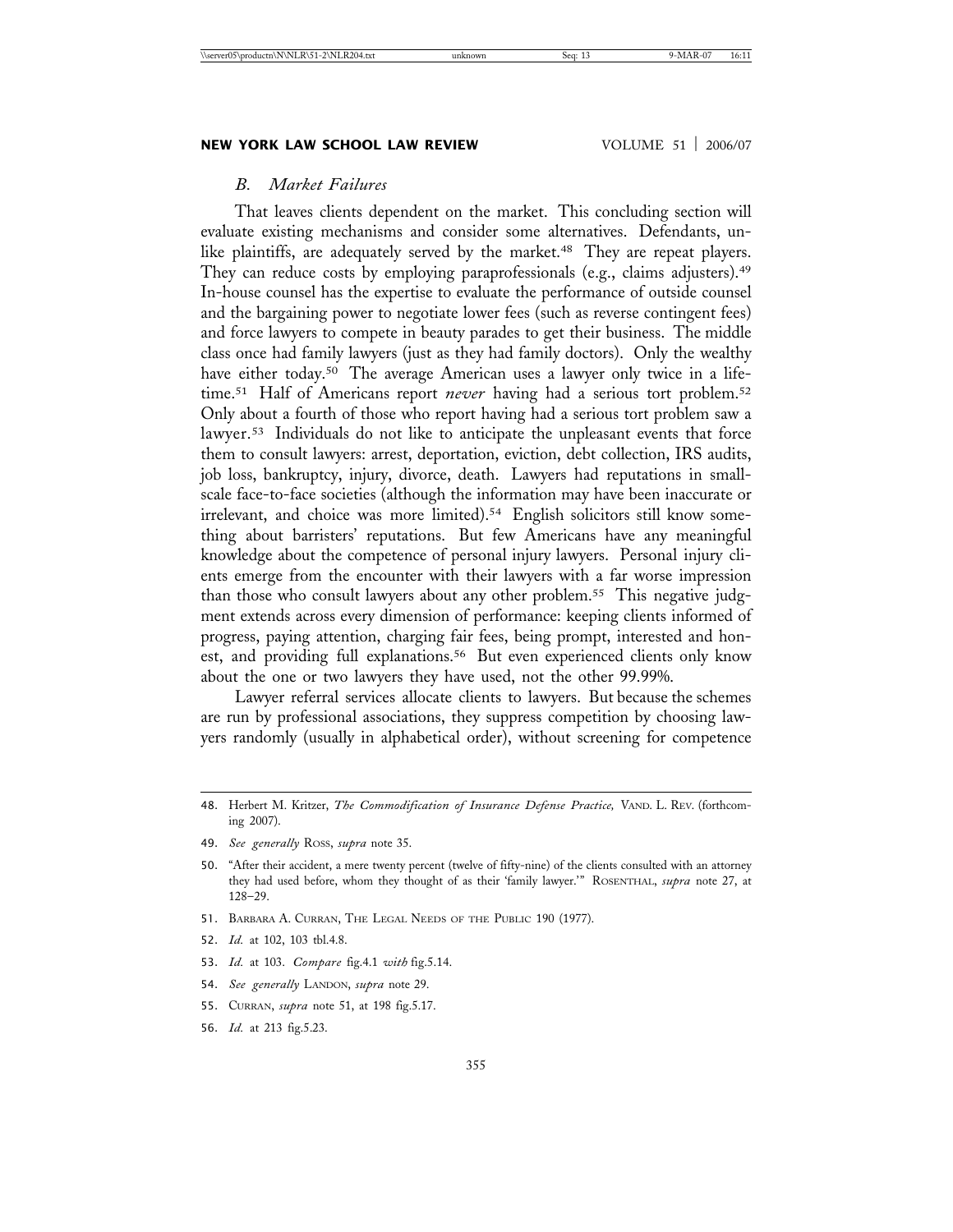### *B. Market Failures*

That leaves clients dependent on the market. This concluding section will evaluate existing mechanisms and consider some alternatives. Defendants, unlike plaintiffs, are adequately served by the market.[48] They are repeat players. They can reduce costs by employing paraprofessionals (e.g., claims adjusters).[49] In-house counsel has the expertise to evaluate the performance of outside counsel and the bargaining power to negotiate lower fees (such as reverse contingent fees) and force lawyers to compete in beauty parades to get their business. The middle class once had family lawyers (just as they had family doctors). Only the wealthy have either today.[50] The average American uses a lawyer only twice in a lifetime.[51] Half of Americans report *never* having had a serious tort problem.[52] Only about a fourth of those who report having had a serious tort problem saw a lawyer.[53] Individuals do not like to anticipate the unpleasant events that force them to consult lawyers: arrest, deportation, eviction, debt collection, IRS audits, job loss, bankruptcy, injury, divorce, death. Lawyers had reputations in small-scale face-to-face societies (although the information may have been inaccurate or irrelevant, and choice was more limited).[54] English solicitors still know something about barristers' reputations. But few Americans have any meaningful knowledge about the competence of personal injury lawyers. Personal injury clients emerge from the encounter with their lawyers with a far worse impression than those who consult lawyers about any other problem.[55] This negative judgment extends across every dimension of performance: keeping clients informed of progress, paying attention, charging fair fees, being prompt, interested and honest, and providing full explanations.[56] But even experienced clients only know about the one or two lawyers they have used, not the other 99.99%.

Lawyer referral services allocate clients to lawyers. But because the schemes are run by professional associations, they suppress competition by choosing lawyers randomly (usually in alphabetical order), without screening for competence

---

48. Herbert M. Kritzer, *The Commodification of Insurance Defense Practice,* VAND. L. REV. (forthcoming 2007).

49. *See generally* ROSS, *supra* note 35.

50. "After their accident, a mere twenty percent (twelve of fifty-nine) of the clients consulted with an attorney they had used before, whom they thought of as their 'family lawyer.'" ROSENTHAL, *supra* note 27, at 128–29.

51. BARBARA A. CURRAN, THE LEGAL NEEDS OF THE PUBLIC 190 (1977).

52. *Id.* at 102, 103 tbl.4.8.

53. *Id.* at 103. *Compare* fig.4.1 *with* fig.5.14.

54. *See generally* LANDON, *supra* note 29.

55. CURRAN, *supra* note 51, at 198 fig.5.17.

56. *Id.* at 213 fig.5.23.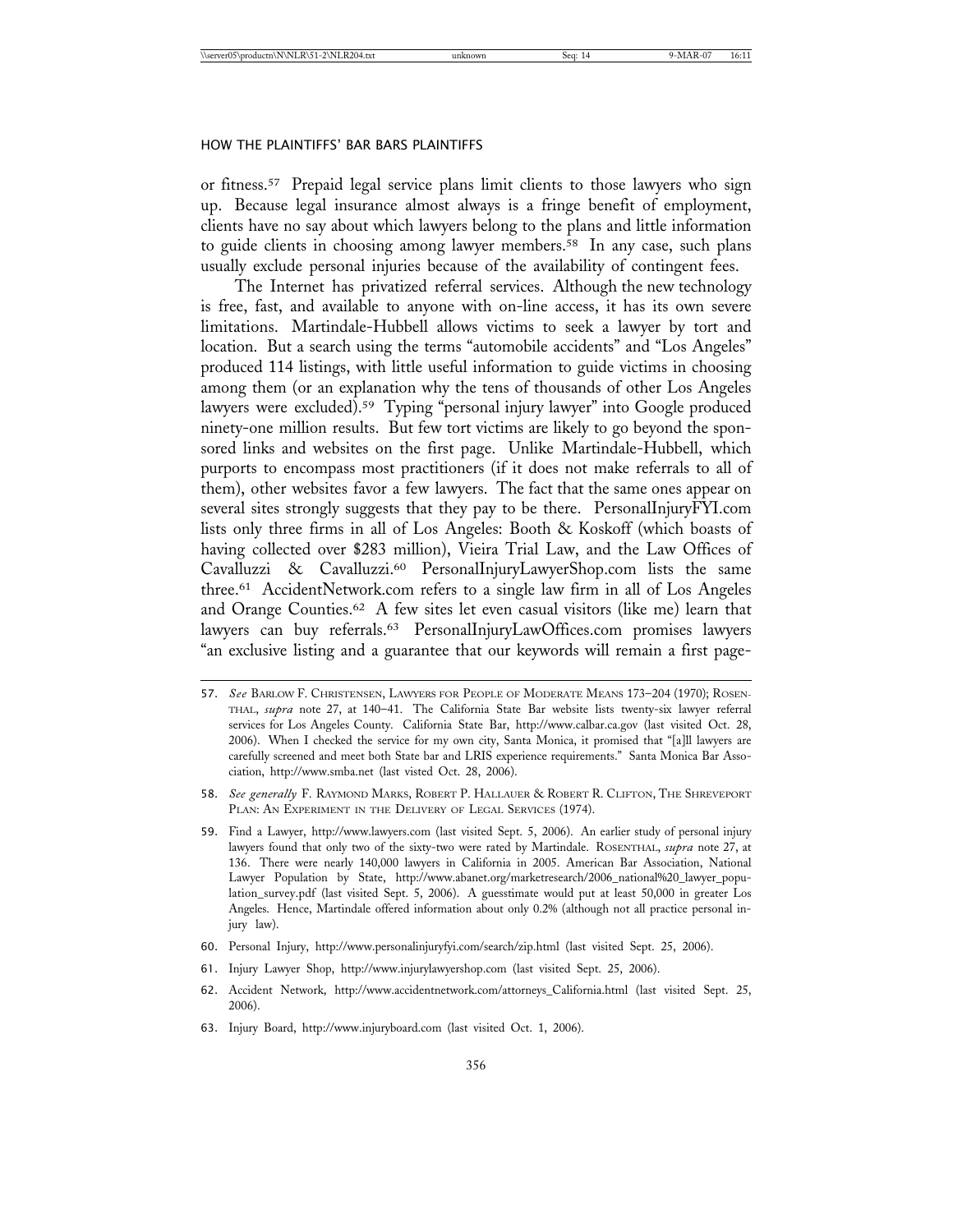or fitness.[57] Prepaid legal service plans limit clients to those lawyers who sign up. Because legal insurance almost always is a fringe benefit of employment, clients have no say about which lawyers belong to the plans and little information to guide clients in choosing among lawyer members.[58] In any case, such plans usually exclude personal injuries because of the availability of contingent fees.

The Internet has privatized referral services. Although the new technology is free, fast, and available to anyone with on-line access, it has its own severe limitations. Martindale-Hubbell allows victims to seek a lawyer by tort and location. But a search using the terms "automobile accidents" and "Los Angeles" produced 114 listings, with little useful information to guide victims in choosing among them (or an explanation why the tens of thousands of other Los Angeles lawyers were excluded).[59] Typing "personal injury lawyer" into Google produced ninety-one million results. But few tort victims are likely to go beyond the sponsored links and websites on the first page. Unlike Martindale-Hubbell, which purports to encompass most practitioners (if it does not make referrals to all of them), other websites favor a few lawyers. The fact that the same ones appear on several sites strongly suggests that they pay to be there. PersonalInjuryFYI.com lists only three firms in all of Los Angeles: Booth & Koskoff (which boasts of having collected over $283 million), Vieira Trial Law, and the Law Offices of Cavalluzzi & Cavalluzzi.[60] PersonalInjuryLawyerShop.com lists the same three.[61] AccidentNetwork.com refers to a single law firm in all of Los Angeles and Orange Counties.[62] A few sites let even casual visitors (like me) learn that lawyers can buy referrals.[63] PersonalInjuryLawOffices.com promises lawyers "an exclusive listing and a guarantee that our keywords will remain a first page-

---

57. *See* BARLOW F. CHRISTENSEN, LAWYERS FOR PEOPLE OF MODERATE MEANS 173–204 (1970); ROSENTHAL, *supra* note 27, at 140–41. The California State Bar website lists twenty-six lawyer referral services for Los Angeles County. California State Bar, http://www.calbar.ca.gov (last visited Oct. 28, 2006). When I checked the service for my own city, Santa Monica, it promised that "[a]ll lawyers are carefully screened and meet both State bar and LRIS experience requirements." Santa Monica Bar Association, http://www.smba.net (last visted Oct. 28, 2006).

58. *See generally* F. RAYMOND MARKS, ROBERT P. HALLAUER & ROBERT R. CLIFTON, THE SHREVEPORT PLAN: AN EXPERIMENT IN THE DELIVERY OF LEGAL SERVICES (1974).

59. Find a Lawyer, http://www.lawyers.com (last visited Sept. 5, 2006). An earlier study of personal injury lawyers found that only two of the sixty-two were rated by Martindale. ROSENTHAL, *supra* note 27, at 136. There were nearly 140,000 lawyers in California in 2005. American Bar Association, National Lawyer Population by State, http://www.abanet.org/marketresearch/2006_national%20_lawyer_population_survey.pdf (last visited Sept. 5, 2006). A guesstimate would put at least 50,000 in greater Los Angeles. Hence, Martindale offered information about only 0.2% (although not all practice personal injury law).

60. Personal Injury, http://www.personalinjuryfyi.com/search/zip.html (last visited Sept. 25, 2006).

61. Injury Lawyer Shop, http://www.injurylawyershop.com (last visited Sept. 25, 2006).

62. Accident Network, http://www.accidentnetwork.com/attorneys_California.html (last visited Sept. 25, 2006).

63. Injury Board, http://www.injuryboard.com (last visited Oct. 1, 2006).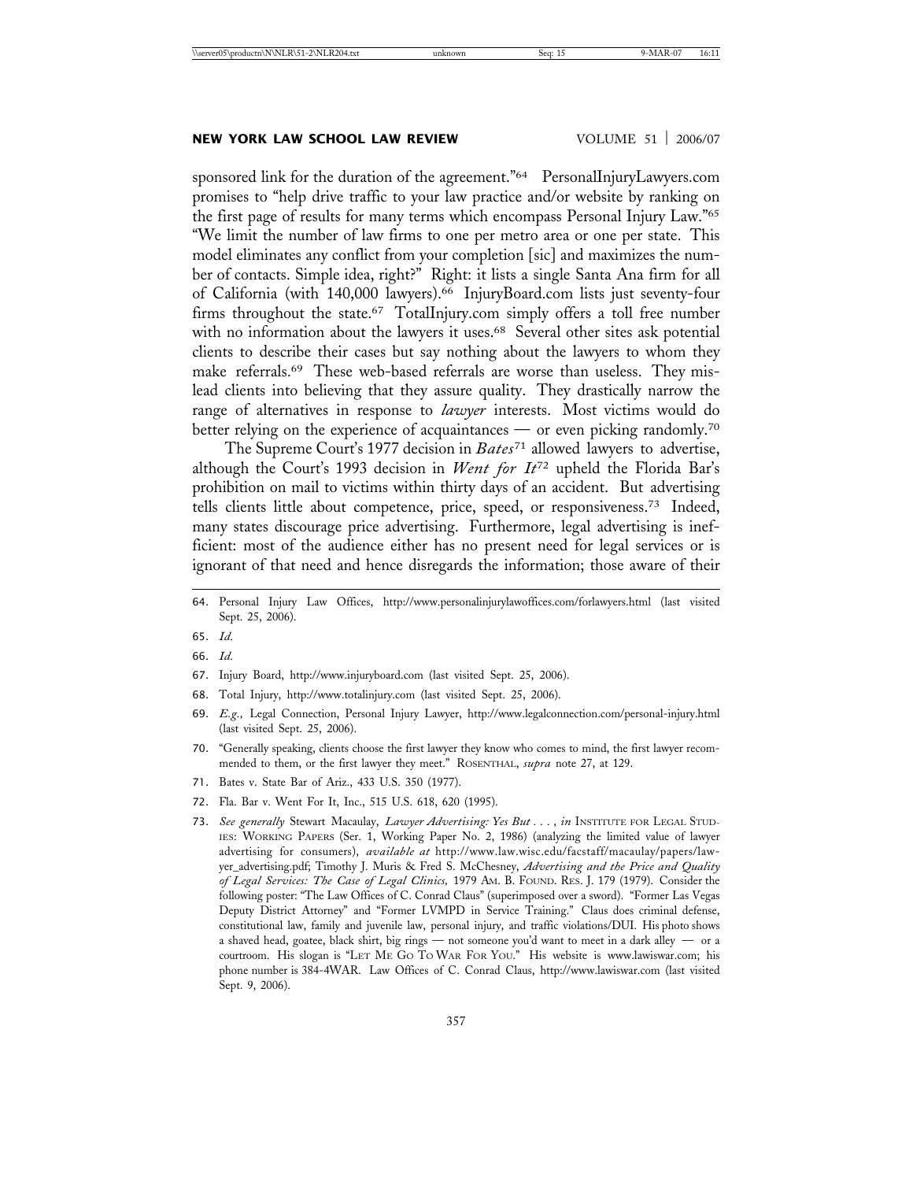sponsored link for the duration of the agreement."[64] PersonalInjuryLawyers.com promises to "help drive traffic to your law practice and/or website by ranking on the first page of results for many terms which encompass Personal Injury Law."[65] "We limit the number of law firms to one per metro area or one per state. This model eliminates any conflict from your completion [sic] and maximizes the number of contacts. Simple idea, right?" Right: it lists a single Santa Ana firm for all of California (with 140,000 lawyers).[66] InjuryBoard.com lists just seventy-four firms throughout the state.[67] TotalInjury.com simply offers a toll free number with no information about the lawyers it uses.[68] Several other sites ask potential clients to describe their cases but say nothing about the lawyers to whom they make referrals.[69] These web-based referrals are worse than useless. They mislead clients into believing that they assure quality. They drastically narrow the range of alternatives in response to *lawyer* interests. Most victims would do better relying on the experience of acquaintances — or even picking randomly.[70]

The Supreme Court's 1977 decision in *Bates*[71] allowed lawyers to advertise, although the Court's 1993 decision in *Went for It*[72] upheld the Florida Bar's prohibition on mail to victims within thirty days of an accident. But advertising tells clients little about competence, price, speed, or responsiveness.[73] Indeed, many states discourage price advertising. Furthermore, legal advertising is inefficient: most of the audience either has no present need for legal services or is ignorant of that need and hence disregards the information; those aware of their

---

64. Personal Injury Law Offices, http://www.personalinjurylawoffices.com/forlawyers.html (last visited Sept. 25, 2006).

65. *Id.*

66. *Id.*

67. Injury Board, http://www.injuryboard.com (last visited Sept. 25, 2006).

68. Total Injury, http://www.totalinjury.com (last visited Sept. 25, 2006).

69. *E.g.*, Legal Connection, Personal Injury Lawyer, http://www.legalconnection.com/personal-injury.html (last visited Sept. 25, 2006).

70. "Generally speaking, clients choose the first lawyer they know who comes to mind, the first lawyer recommended to them, or the first lawyer they meet." ROSENTHAL, *supra* note 27, at 129.

71. Bates v. State Bar of Ariz., 433 U.S. 350 (1977).

72. Fla. Bar v. Went For It, Inc., 515 U.S. 618, 620 (1995).

73. *See generally* Stewart Macaulay, *Lawyer Advertising: Yes But . . . , in* INSTITUTE FOR LEGAL STUDIES: WORKING PAPERS (Ser. 1, Working Paper No. 2, 1986) (analyzing the limited value of lawyer advertising for consumers), *available at* http://www.law.wisc.edu/facstaff/macaulay/papers/lawyer_advertising.pdf; Timothy J. Muris & Fred S. McChesney, *Advertising and the Price and Quality of Legal Services: The Case of Legal Clinics,* 1979 AM. B. FOUND. RES. J. 179 (1979). Consider the following poster: "The Law Offices of C. Conrad Claus" (superimposed over a sword). "Former Las Vegas Deputy District Attorney" and "Former LVMPD in Service Training." Claus does criminal defense, constitutional law, family and juvenile law, personal injury, and traffic violations/DUI. His photo shows a shaved head, goatee, black shirt, big rings — not someone you'd want to meet in a dark alley — or a courtroom. His slogan is "LET ME GO TO WAR FOR YOU." His website is www.lawiswar.com; his phone number is 384-4WAR. Law Offices of C. Conrad Claus, http://www.lawiswar.com (last visited Sept. 9, 2006).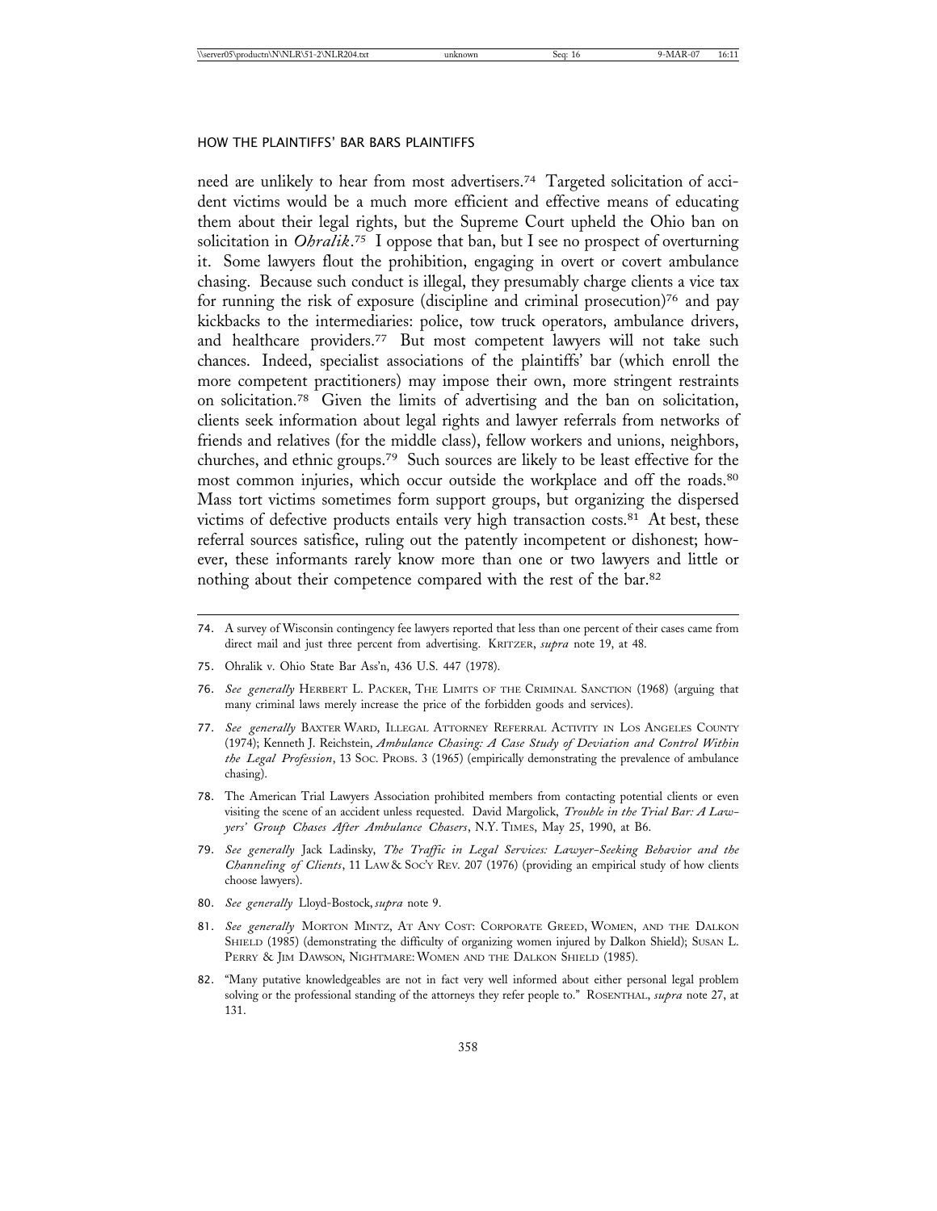need are unlikely to hear from most advertisers.[74] Targeted solicitation of accident victims would be a much more efficient and effective means of educating them about their legal rights, but the Supreme Court upheld the Ohio ban on solicitation in *Ohralik*.[75] I oppose that ban, but I see no prospect of overturning it. Some lawyers flout the prohibition, engaging in overt or covert ambulance chasing. Because such conduct is illegal, they presumably charge clients a vice tax for running the risk of exposure (discipline and criminal prosecution)[76] and pay kickbacks to the intermediaries: police, tow truck operators, ambulance drivers, and healthcare providers.[77] But most competent lawyers will not take such chances. Indeed, specialist associations of the plaintiffs' bar (which enroll the more competent practitioners) may impose their own, more stringent restraints on solicitation.[78] Given the limits of advertising and the ban on solicitation, clients seek information about legal rights and lawyer referrals from networks of friends and relatives (for the middle class), fellow workers and unions, neighbors, churches, and ethnic groups.[79] Such sources are likely to be least effective for the most common injuries, which occur outside the workplace and off the roads.[80] Mass tort victims sometimes form support groups, but organizing the dispersed victims of defective products entails very high transaction costs.[81] At best, these referral sources satisfice, ruling out the patently incompetent or dishonest; however, these informants rarely know more than one or two lawyers and little or nothing about their competence compared with the rest of the bar.[82]

---

74. A survey of Wisconsin contingency fee lawyers reported that less than one percent of their cases came from direct mail and just three percent from advertising. KRITZER, *supra* note 19, at 48.

75. Ohralik v. Ohio State Bar Ass'n, 436 U.S. 447 (1978).

76. *See generally* HERBERT L. PACKER, THE LIMITS OF THE CRIMINAL SANCTION (1968) (arguing that many criminal laws merely increase the price of the forbidden goods and services).

77. *See generally* BAXTER WARD, ILLEGAL ATTORNEY REFERRAL ACTIVITY IN LOS ANGELES COUNTY (1974); Kenneth J. Reichstein, *Ambulance Chasing: A Case Study of Deviation and Control Within the Legal Profession*, 13 SOC. PROBS. 3 (1965) (empirically demonstrating the prevalence of ambulance chasing).

78. The American Trial Lawyers Association prohibited members from contacting potential clients or even visiting the scene of an accident unless requested. David Margolick, *Trouble in the Trial Bar: A Lawyers' Group Chases After Ambulance Chasers*, N.Y. TIMES, May 25, 1990, at B6.

79. *See generally* Jack Ladinsky, *The Traffic in Legal Services: Lawyer-Seeking Behavior and the Channeling of Clients*, 11 LAW & SOC'Y REV. 207 (1976) (providing an empirical study of how clients choose lawyers).

80. *See generally* Lloyd-Bostock, *supra* note 9.

81. *See generally* MORTON MINTZ, AT ANY COST: CORPORATE GREED, WOMEN, AND THE DALKON SHIELD (1985) (demonstrating the difficulty of organizing women injured by Dalkon Shield); SUSAN L. PERRY & JIM DAWSON, NIGHTMARE: WOMEN AND THE DALKON SHIELD (1985).

82. "Many putative knowledgeables are not in fact very well informed about either personal legal problem solving or the professional standing of the attorneys they refer people to." ROSENTHAL, *supra* note 27, at 131.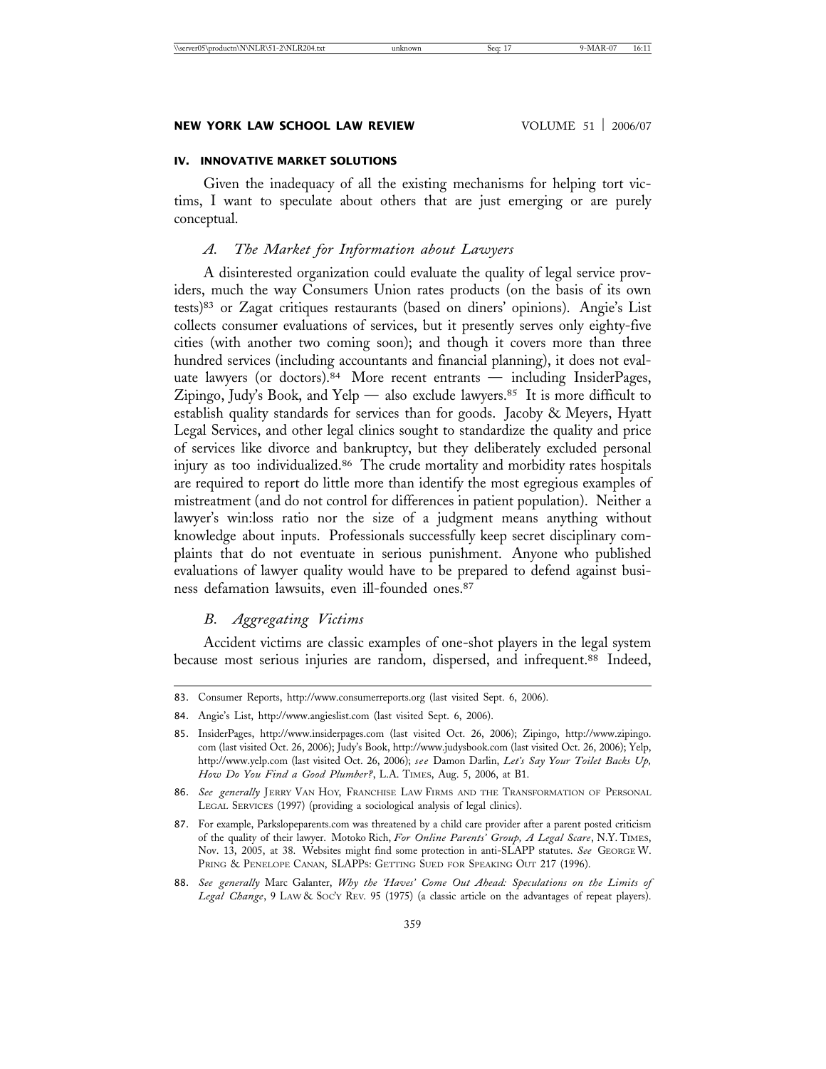## IV. INNOVATIVE MARKET SOLUTIONS

Given the inadequacy of all the existing mechanisms for helping tort victims, I want to speculate about others that are just emerging or are purely conceptual.

### *A. The Market for Information about Lawyers*

A disinterested organization could evaluate the quality of legal service providers, much the way Consumers Union rates products (on the basis of its own tests)[83] or Zagat critiques restaurants (based on diners' opinions). Angie's List collects consumer evaluations of services, but it presently serves only eighty-five cities (with another two coming soon); and though it covers more than three hundred services (including accountants and financial planning), it does not evaluate lawyers (or doctors).[84] More recent entrants — including InsiderPages, Zipingo, Judy's Book, and Yelp — also exclude lawyers.[85] It is more difficult to establish quality standards for services than for goods. Jacoby & Meyers, Hyatt Legal Services, and other legal clinics sought to standardize the quality and price of services like divorce and bankruptcy, but they deliberately excluded personal injury as too individualized.[86] The crude mortality and morbidity rates hospitals are required to report do little more than identify the most egregious examples of mistreatment (and do not control for differences in patient population). Neither a lawyer's win:loss ratio nor the size of a judgment means anything without knowledge about inputs. Professionals successfully keep secret disciplinary complaints that do not eventuate in serious punishment. Anyone who published evaluations of lawyer quality would have to be prepared to defend against business defamation lawsuits, even ill-founded ones.[87]

### *B. Aggregating Victims*

Accident victims are classic examples of one-shot players in the legal system because most serious injuries are random, dispersed, and infrequent.[88] Indeed,

---

83. Consumer Reports, http://www.consumerreports.org (last visited Sept. 6, 2006).

84. Angie's List, http://www.angieslist.com (last visited Sept. 6, 2006).

85. InsiderPages, http://www.insiderpages.com (last visited Oct. 26, 2006); Zipingo, http://www.zipingo.com (last visited Oct. 26, 2006); Judy's Book, http://www.judysbook.com (last visited Oct. 26, 2006); Yelp, http://www.yelp.com (last visited Oct. 26, 2006); *see* Damon Darlin, *Let's Say Your Toilet Backs Up, How Do You Find a Good Plumber?*, L.A. TIMES, Aug. 5, 2006, at B1.

86. *See generally* JERRY VAN HOY, FRANCHISE LAW FIRMS AND THE TRANSFORMATION OF PERSONAL LEGAL SERVICES (1997) (providing a sociological analysis of legal clinics).

87. For example, Parkslopeparents.com was threatened by a child care provider after a parent posted criticism of the quality of their lawyer. Motoko Rich, *For Online Parents' Group, A Legal Scare*, N.Y. TIMES, Nov. 13, 2005, at 38. Websites might find some protection in anti-SLAPP statutes. *See* GEORGE W. PRING & PENELOPE CANAN, SLAPPS: GETTING SUED FOR SPEAKING OUT 217 (1996).

88. *See generally* Marc Galanter, *Why the 'Haves' Come Out Ahead: Speculations on the Limits of Legal Change*, 9 LAW & SOC'Y REV. 95 (1975) (a classic article on the advantages of repeat players).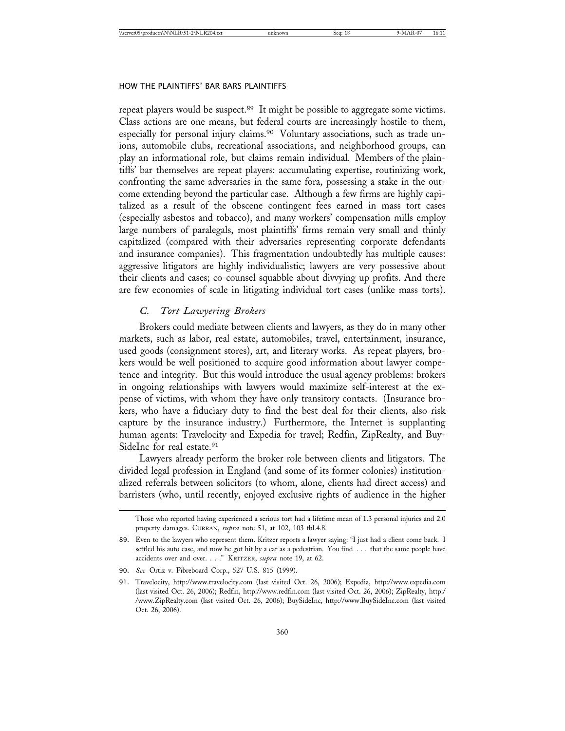repeat players would be suspect.[89] It might be possible to aggregate some victims. Class actions are one means, but federal courts are increasingly hostile to them, especially for personal injury claims.[90] Voluntary associations, such as trade unions, automobile clubs, recreational associations, and neighborhood groups, can play an informational role, but claims remain individual. Members of the plaintiffs' bar themselves are repeat players: accumulating expertise, routinizing work, confronting the same adversaries in the same fora, possessing a stake in the outcome extending beyond the particular case. Although a few firms are highly capitalized as a result of the obscene contingent fees earned in mass tort cases (especially asbestos and tobacco), and many workers' compensation mills employ large numbers of paralegals, most plaintiffs' firms remain very small and thinly capitalized (compared with their adversaries representing corporate defendants and insurance companies). This fragmentation undoubtedly has multiple causes: aggressive litigators are highly individualistic; lawyers are very possessive about their clients and cases; co-counsel squabble about divvying up profits. And there are few economies of scale in litigating individual tort cases (unlike mass torts).

### *C. Tort Lawyering Brokers*

Brokers could mediate between clients and lawyers, as they do in many other markets, such as labor, real estate, automobiles, travel, entertainment, insurance, used goods (consignment stores), art, and literary works. As repeat players, brokers would be well positioned to acquire good information about lawyer competence and integrity. But this would introduce the usual agency problems: brokers in ongoing relationships with lawyers would maximize self-interest at the expense of victims, with whom they have only transitory contacts. (Insurance brokers, who have a fiduciary duty to find the best deal for their clients, also risk capture by the insurance industry.) Furthermore, the Internet is supplanting human agents: Travelocity and Expedia for travel; Redfin, ZipRealty, and BuySideInc for real estate.[91]

Lawyers already perform the broker role between clients and litigators. The divided legal profession in England (and some of its former colonies) institutionalized referrals between solicitors (to whom, alone, clients had direct access) and barristers (who, until recently, enjoyed exclusive rights of audience in the higher

---

Those who reported having experienced a serious tort had a lifetime mean of 1.3 personal injuries and 2.0 property damages. CURRAN, *supra* note 51, at 102, 103 tbl.4.8.

89. Even to the lawyers who represent them. Kritzer reports a lawyer saying: "I just had a client come back. I settled his auto case, and now he got hit by a car as a pedestrian. You find . . . that the same people have accidents over and over. . . ." KRITZER, *supra* note 19, at 62.

90. *See* Ortiz v. Fibreboard Corp., 527 U.S. 815 (1999).

91. Travelocity, http://www.travelocity.com (last visited Oct. 26, 2006); Expedia, http://www.expedia.com (last visited Oct. 26, 2006); Redfin, http://www.redfin.com (last visited Oct. 26, 2006); ZipRealty, http://www.ZipRealty.com (last visited Oct. 26, 2006); BuySideInc, http://www.BuySideInc.com (last visited Oct. 26, 2006).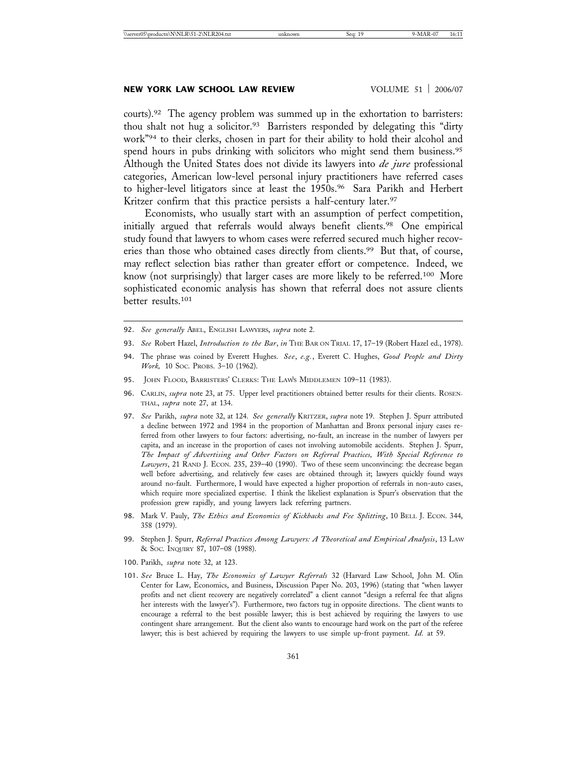courts).[92] The agency problem was summed up in the exhortation to barristers: thou shalt not hug a solicitor.[93] Barristers responded by delegating this "dirty work"[94] to their clerks, chosen in part for their ability to hold their alcohol and spend hours in pubs drinking with solicitors who might send them business.[95] Although the United States does not divide its lawyers into *de jure* professional categories, American low-level personal injury practitioners have referred cases to higher-level litigators since at least the 1950s.[96] Sara Parikh and Herbert Kritzer confirm that this practice persists a half-century later.[97]

Economists, who usually start with an assumption of perfect competition, initially argued that referrals would always benefit clients.[98] One empirical study found that lawyers to whom cases were referred secured much higher recoveries than those who obtained cases directly from clients.[99] But that, of course, may reflect selection bias rather than greater effort or competence. Indeed, we know (not surprisingly) that larger cases are more likely to be referred.[100] More sophisticated economic analysis has shown that referral does not assure clients better results.[101]

---

92. *See generally* ABEL, ENGLISH LAWYERS, *supra* note 2.

93. *See* Robert Hazel, *Introduction to the Bar*, *in* THE BAR ON TRIAL 17, 17–19 (Robert Hazel ed., 1978).

94. The phrase was coined by Everett Hughes. *See*, *e.g.*, Everett C. Hughes, *Good People and Dirty Work,* 10 SOC. PROBS. 3–10 (1962).

95. JOHN FLOOD, BARRISTERS' CLERKS: THE LAW'S MIDDLEMEN 109–11 (1983).

96. CARLIN, *supra* note 23, at 75. Upper level practitioners obtained better results for their clients. ROSENTHAL, *supra* note 27, at 134.

97. *See* Parikh, *supra* note 32, at 124. *See generally* KRITZER, *supra* note 19. Stephen J. Spurr attributed a decline between 1972 and 1984 in the proportion of Manhattan and Bronx personal injury cases referred from other lawyers to four factors: advertising, no-fault, an increase in the number of lawyers per capita, and an increase in the proportion of cases not involving automobile accidents. Stephen J. Spurr, *The Impact of Advertising and Other Factors on Referral Practices, With Special Reference to Lawyers*, 21 RAND J. ECON. 235, 239–40 (1990). Two of these seem unconvincing: the decrease began well before advertising, and relatively few cases are obtained through it; lawyers quickly found ways around no-fault. Furthermore, I would have expected a higher proportion of referrals in non-auto cases, which require more specialized expertise. I think the likeliest explanation is Spurr's observation that the profession grew rapidly, and young lawyers lack referring partners.

98. Mark V. Pauly, *The Ethics and Economics of Kickbacks and Fee Splitting*, 10 BELL J. ECON. 344, 358 (1979).

99. Stephen J. Spurr, *Referral Practices Among Lawyers: A Theoretical and Empirical Analysis*, 13 LAW & SOC. INQUIRY 87, 107–08 (1988).

100. Parikh, *supra* note 32, at 123.

101. *See* Bruce L. Hay, *The Economics of Lawyer Referrals* 32 (Harvard Law School, John M. Olin Center for Law, Economics, and Business, Discussion Paper No. 203, 1996) (stating that "when lawyer profits and net client recovery are negatively correlated" a client cannot "design a referral fee that aligns her interests with the lawyer's"). Furthermore, two factors tug in opposite directions. The client wants to encourage a referral to the best possible lawyer; this is best achieved by requiring the lawyers to use contingent share arrangement. But the client also wants to encourage hard work on the part of the referee lawyer; this is best achieved by requiring the lawyers to use simple up-front payment. *Id.* at 59.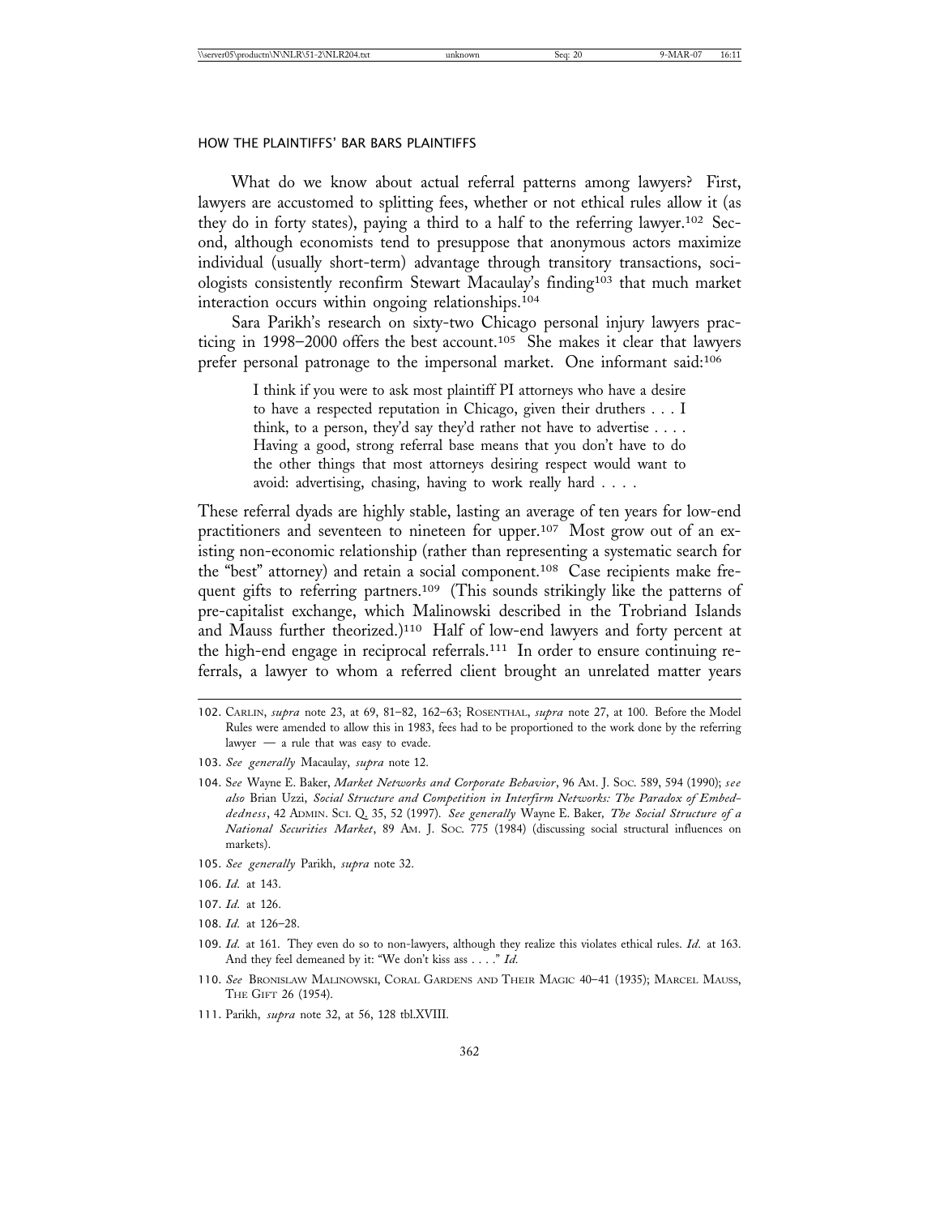What do we know about actual referral patterns among lawyers? First, lawyers are accustomed to splitting fees, whether or not ethical rules allow it (as they do in forty states), paying a third to a half to the referring lawyer.[102] Second, although economists tend to presuppose that anonymous actors maximize individual (usually short-term) advantage through transitory transactions, sociologists consistently reconfirm Stewart Macaulay's finding[103] that much market interaction occurs within ongoing relationships.[104]

Sara Parikh's research on sixty-two Chicago personal injury lawyers practicing in 1998–2000 offers the best account.[105] She makes it clear that lawyers prefer personal patronage to the impersonal market. One informant said:[106]

> I think if you were to ask most plaintiff PI attorneys who have a desire to have a respected reputation in Chicago, given their druthers . . . I think, to a person, they'd say they'd rather not have to advertise . . . . Having a good, strong referral base means that you don't have to do the other things that most attorneys desiring respect would want to avoid: advertising, chasing, having to work really hard . . . .

These referral dyads are highly stable, lasting an average of ten years for low-end practitioners and seventeen to nineteen for upper.[107] Most grow out of an existing non-economic relationship (rather than representing a systematic search for the "best" attorney) and retain a social component.[108] Case recipients make frequent gifts to referring partners.[109] (This sounds strikingly like the patterns of pre-capitalist exchange, which Malinowski described in the Trobriand Islands and Mauss further theorized.)[110] Half of low-end lawyers and forty percent at the high-end engage in reciprocal referrals.[111] In order to ensure continuing referrals, a lawyer to whom a referred client brought an unrelated matter years

---

102. Carlin, *supra* note 23, at 69, 81–82, 162–63; Rosenthal, *supra* note 27, at 100. Before the Model Rules were amended to allow this in 1983, fees had to be proportioned to the work done by the referring lawyer — a rule that was easy to evade.

103. *See generally* Macaulay, *supra* note 12.

104. *See* Wayne E. Baker, *Market Networks and Corporate Behavior*, 96 Am. J. Soc. 589, 594 (1990); *see also* Brian Uzzi, *Social Structure and Competition in Interfirm Networks: The Paradox of Embeddedness*, 42 Admin. Sci. Q. 35, 52 (1997). *See generally* Wayne E. Baker, *The Social Structure of a National Securities Market*, 89 Am. J. Soc. 775 (1984) (discussing social structural influences on markets).

105. *See generally* Parikh, *supra* note 32.

106. *Id.* at 143.

107. *Id.* at 126.

108. *Id.* at 126–28.

109. *Id.* at 161. They even do so to non-lawyers, although they realize this violates ethical rules. *Id.* at 163. And they feel demeaned by it: "We don't kiss ass . . . ." *Id.*

110. *See* Bronislaw Malinowski, Coral Gardens and Their Magic 40–41 (1935); Marcel Mauss, The Gift 26 (1954).

111. Parikh, *supra* note 32, at 56, 128 tbl.XVIII.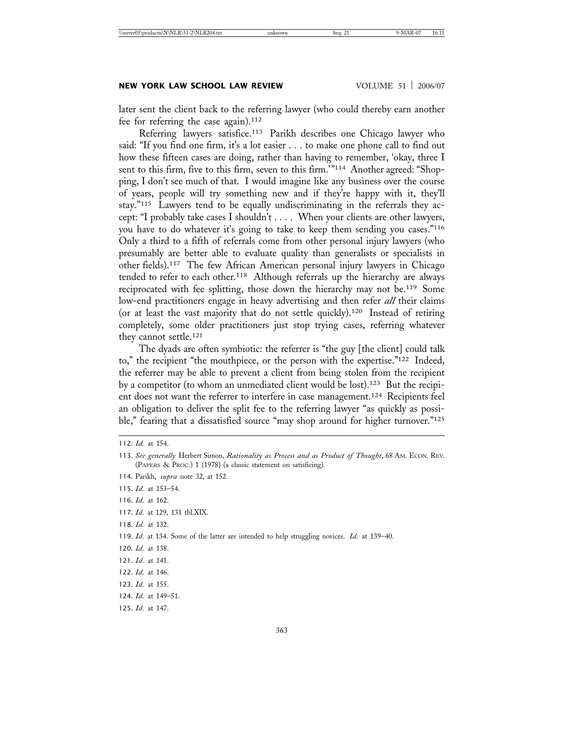later sent the client back to the referring lawyer (who could thereby earn another fee for referring the case again).[112]

Referring lawyers satisfice.[113] Parikh describes one Chicago lawyer who said: "If you find one firm, it's a lot easier . . . to make one phone call to find out how these fifteen cases are doing, rather than having to remember, 'okay, three I sent to this firm, five to this firm, seven to this firm.'"[114] Another agreed: "Shopping, I don't see much of that. I would imagine like any business over the course of years, people will try something new and if they're happy with it, they'll stay."[115] Lawyers tend to be equally undiscriminating in the referrals they accept: "I probably take cases I shouldn't . . . . When your clients are other lawyers, you have to do whatever it's going to take to keep them sending you cases."[116] Only a third to a fifth of referrals come from other personal injury lawyers (who presumably are better able to evaluate quality than generalists or specialists in other fields).[117] The few African American personal injury lawyers in Chicago tended to refer to each other.[118] Although referrals up the hierarchy are always reciprocated with fee splitting, those down the hierarchy may not be.[119] Some low-end practitioners engage in heavy advertising and then refer *all* their claims (or at least the vast majority that do not settle quickly).[120] Instead of retiring completely, some older practitioners just stop trying cases, referring whatever they cannot settle.[121]

The dyads are often symbiotic: the referrer is "the guy [the client] could talk to," the recipient "the mouthpiece, or the person with the expertise."[122] Indeed, the referrer may be able to prevent a client from being stolen from the recipient by a competitor (to whom an unmediated client would be lost).[123] But the recipient does not want the referrer to interfere in case management.[124] Recipients feel an obligation to deliver the split fee to the referring lawyer "as quickly as possible," fearing that a dissatisfied source "may shop around for higher turnover."[125]

---

112. *Id.* at 154.

113. *See generally* Herbert Simon, *Rationality as Process and as Product of Thought*, 68 AM. ECON. REV. (PAPERS & PROC.) 1 (1978) (a classic statement on satisficing).

114. Parikh, *supra* note 32, at 152.

115. *Id.* at 153–54.

116. *Id.* at 162.

117. *Id.* at 129, 131 tbl.XIX.

118. *Id.* at 132.

119. *Id.* at 134. Some of the latter are intended to help struggling novices. *Id.* at 139–40.

120. *Id.* at 138.

121. *Id.* at 141.

122. *Id.* at 146.

123. *Id.* at 155.

124. *Id.* at 149–51.

125. *Id.* at 147.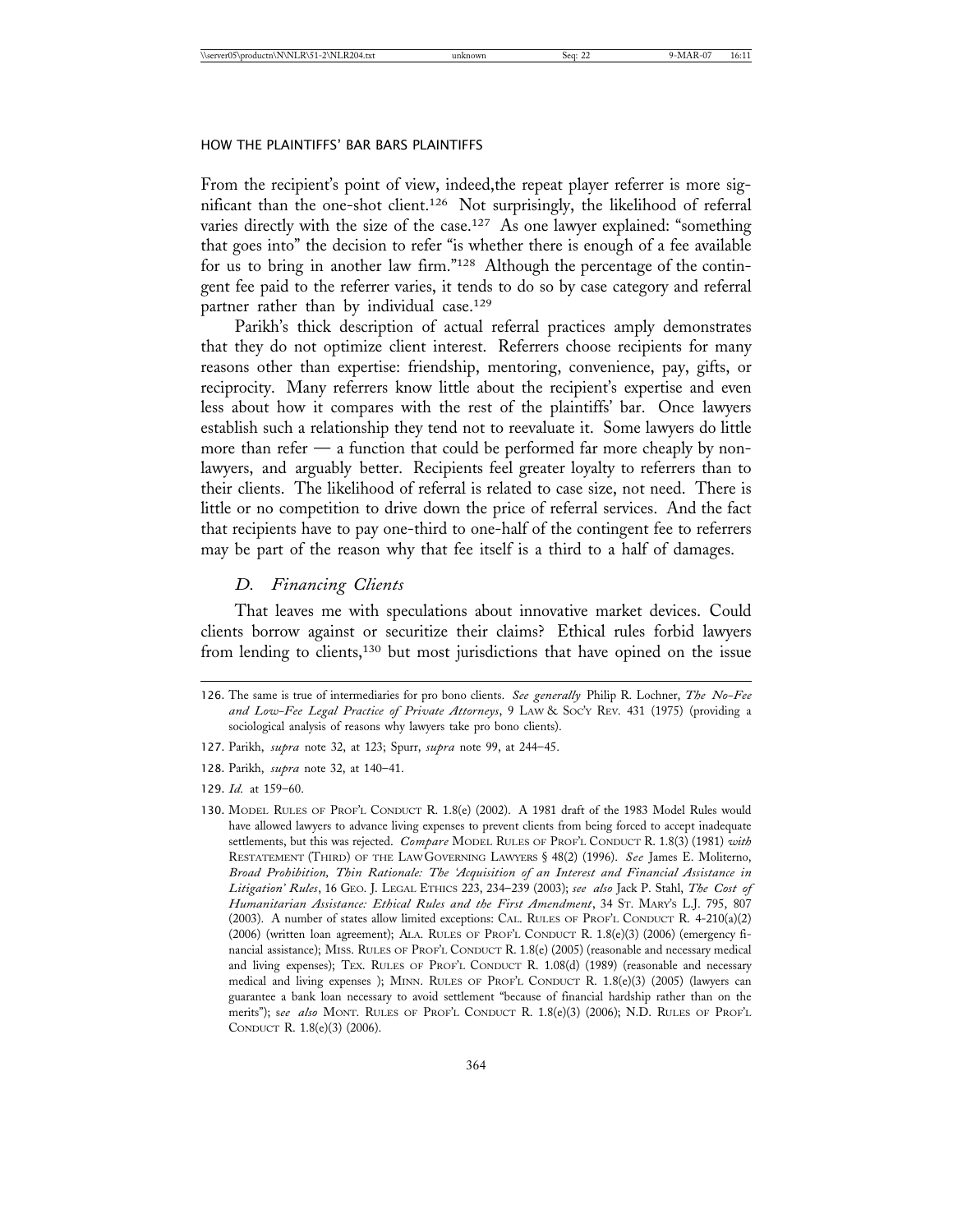From the recipient's point of view, indeed,the repeat player referrer is more significant than the one-shot client.[126] Not surprisingly, the likelihood of referral varies directly with the size of the case.[127] As one lawyer explained: "something that goes into" the decision to refer "is whether there is enough of a fee available for us to bring in another law firm."[128] Although the percentage of the contingent fee paid to the referrer varies, it tends to do so by case category and referral partner rather than by individual case.[129]

Parikh's thick description of actual referral practices amply demonstrates that they do not optimize client interest. Referrers choose recipients for many reasons other than expertise: friendship, mentoring, convenience, pay, gifts, or reciprocity. Many referrers know little about the recipient's expertise and even less about how it compares with the rest of the plaintiffs' bar. Once lawyers establish such a relationship they tend not to reevaluate it. Some lawyers do little more than refer — a function that could be performed far more cheaply by non-lawyers, and arguably better. Recipients feel greater loyalty to referrers than to their clients. The likelihood of referral is related to case size, not need. There is little or no competition to drive down the price of referral services. And the fact that recipients have to pay one-third to one-half of the contingent fee to referrers may be part of the reason why that fee itself is a third to a half of damages.

### *D. Financing Clients*

That leaves me with speculations about innovative market devices. Could clients borrow against or securitize their claims? Ethical rules forbid lawyers from lending to clients,[130] but most jurisdictions that have opined on the issue

---

126. The same is true of intermediaries for pro bono clients. *See generally* Philip R. Lochner, *The No-Fee and Low-Fee Legal Practice of Private Attorneys*, 9 LAW & SOC'Y REV. 431 (1975) (providing a sociological analysis of reasons why lawyers take pro bono clients).

127. Parikh, *supra* note 32, at 123; Spurr, *supra* note 99, at 244–45.

128. Parikh, *supra* note 32, at 140–41.

129. *Id.* at 159–60.

130. MODEL RULES OF PROF'L CONDUCT R. 1.8(e) (2002). A 1981 draft of the 1983 Model Rules would have allowed lawyers to advance living expenses to prevent clients from being forced to accept inadequate settlements, but this was rejected. *Compare* MODEL RULES OF PROF'L CONDUCT R. 1.8(3) (1981) *with* RESTATEMENT (THIRD) OF THE LAW GOVERNING LAWYERS § 48(2) (1996). *See* James E. Moliterno, *Broad Prohibition, Thin Rationale: The 'Acquisition of an Interest and Financial Assistance in Litigation' Rules*, 16 GEO. J. LEGAL ETHICS 223, 234–239 (2003); *see also* Jack P. Stahl, *The Cost of Humanitarian Assistance: Ethical Rules and the First Amendment*, 34 ST. MARY'S L.J. 795, 807 (2003). A number of states allow limited exceptions: CAL. RULES OF PROF'L CONDUCT R. 4-210(a)(2) (2006) (written loan agreement); ALA. RULES OF PROF'L CONDUCT R. 1.8(e)(3) (2006) (emergency financial assistance); MISS. RULES OF PROF'L CONDUCT R. 1.8(e) (2005) (reasonable and necessary medical and living expenses); TEX. RULES OF PROF'L CONDUCT R. 1.08(d) (1989) (reasonable and necessary medical and living expenses ); MINN. RULES OF PROF'L CONDUCT R. 1.8(e)(3) (2005) (lawyers can guarantee a bank loan necessary to avoid settlement "because of financial hardship rather than on the merits"); s*ee also* MONT. RULES OF PROF'L CONDUCT R. 1.8(e)(3) (2006); N.D. RULES OF PROF'L CONDUCT R. 1.8(e)(3) (2006).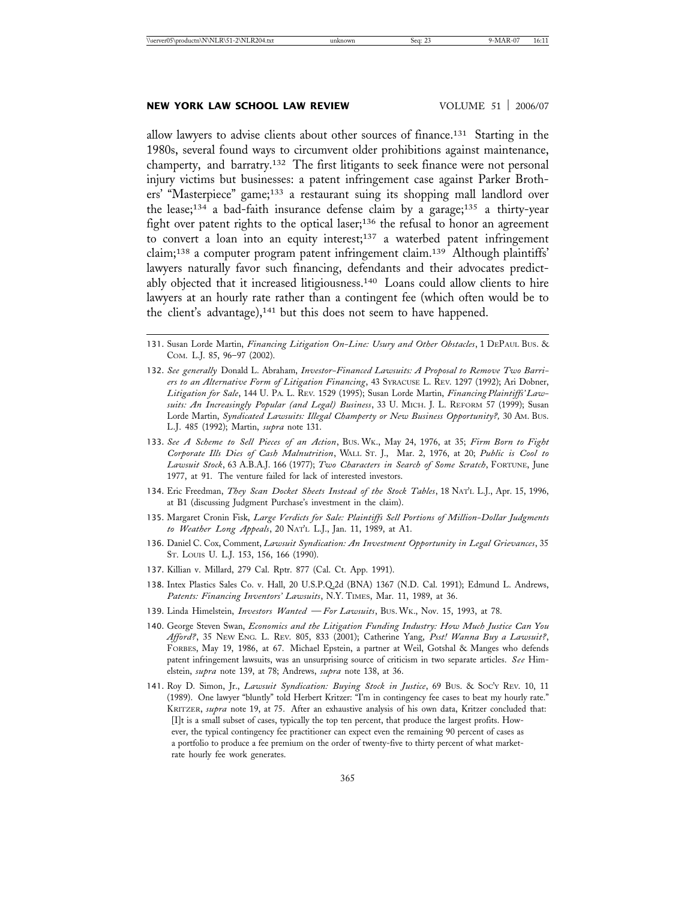allow lawyers to advise clients about other sources of finance.[131] Starting in the 1980s, several found ways to circumvent older prohibitions against maintenance, champerty, and barratry.[132] The first litigants to seek finance were not personal injury victims but businesses: a patent infringement case against Parker Brothers' "Masterpiece" game;[133] a restaurant suing its shopping mall landlord over the lease;[134] a bad-faith insurance defense claim by a garage;[135] a thirty-year fight over patent rights to the optical laser;[136] the refusal to honor an agreement to convert a loan into an equity interest;[137] a waterbed patent infringement claim;[138] a computer program patent infringement claim.[139] Although plaintiffs' lawyers naturally favor such financing, defendants and their advocates predictably objected that it increased litigiousness.[140] Loans could allow clients to hire lawyers at an hourly rate rather than a contingent fee (which often would be to the client's advantage),[141] but this does not seem to have happened.

---

131. Susan Lorde Martin, *Financing Litigation On-Line: Usury and Other Obstacles*, 1 DEPAUL BUS. & COM. L.J. 85, 96–97 (2002).

132. *See generally* Donald L. Abraham, *Investor-Financed Lawsuits: A Proposal to Remove Two Barriers to an Alternative Form of Litigation Financing*, 43 SYRACUSE L. REV. 1297 (1992); Ari Dobner, *Litigation for Sale*, 144 U. PA. L. REV. 1529 (1995); Susan Lorde Martin, *Financing Plaintiffs' Lawsuits: An Increasingly Popular (and Legal) Business*, 33 U. MICH. J. L. REFORM 57 (1999); Susan Lorde Martin, *Syndicated Lawsuits: Illegal Champerty or New Business Opportunity?*, 30 AM. BUS. L.J. 485 (1992); Martin, *supra* note 131.

133. *See A Scheme to Sell Pieces of an Action*, BUS. WK., May 24, 1976, at 35; *Firm Born to Fight Corporate Ills Dies of Cash Malnutrition*, WALL ST. J., Mar. 2, 1976, at 20; *Public is Cool to Lawsuit Stock*, 63 A.B.A.J. 166 (1977); *Two Characters in Search of Some Scratch*, FORTUNE, June 1977, at 91. The venture failed for lack of interested investors.

134. Eric Freedman, *They Scan Docket Sheets Instead of the Stock Tables*, 18 NAT'L L.J., Apr. 15, 1996, at B1 (discussing Judgment Purchase's investment in the claim).

135. Margaret Cronin Fisk, *Large Verdicts for Sale: Plaintiffs Sell Portions of Million-Dollar Judgments to Weather Long Appeals*, 20 NAT'L L.J., Jan. 11, 1989, at A1.

136. Daniel C. Cox, Comment, *Lawsuit Syndication: An Investment Opportunity in Legal Grievances*, 35 ST. LOUIS U. L.J. 153, 156, 166 (1990).

137. Killian v. Millard, 279 Cal. Rptr. 877 (Cal. Ct. App. 1991).

138. Intex Plastics Sales Co. v. Hall, 20 U.S.P.Q.2d (BNA) 1367 (N.D. Cal. 1991); Edmund L. Andrews, *Patents: Financing Inventors' Lawsuits*, N.Y. TIMES, Mar. 11, 1989, at 36.

139. Linda Himelstein, *Investors Wanted — For Lawsuits*, BUS. WK., Nov. 15, 1993, at 78.

140. George Steven Swan, *Economics and the Litigation Funding Industry: How Much Justice Can You Afford?*, 35 NEW ENG. L. REV. 805, 833 (2001); Catherine Yang, *Psst! Wanna Buy a Lawsuit?*, FORBES, May 19, 1986, at 67. Michael Epstein, a partner at Weil, Gotshal & Manges who defends patent infringement lawsuits, was an unsurprising source of criticism in two separate articles. *See* Himelstein, *supra* note 139, at 78; Andrews, *supra* note 138, at 36.

141. Roy D. Simon, Jr., *Lawsuit Syndication: Buying Stock in Justice*, 69 BUS. & SOC'Y REV. 10, 11 (1989). One lawyer "bluntly" told Herbert Kritzer: "I'm in contingency fee cases to beat my hourly rate." KRITZER, *supra* note 19, at 75. After an exhaustive analysis of his own data, Kritzer concluded that:

   > [I]t is a small subset of cases, typically the top ten percent, that produce the largest profits. However, the typical contingency fee practitioner can expect even the remaining 90 percent of cases as a portfolio to produce a fee premium on the order of twenty-five to thirty percent of what market-rate hourly fee work generates.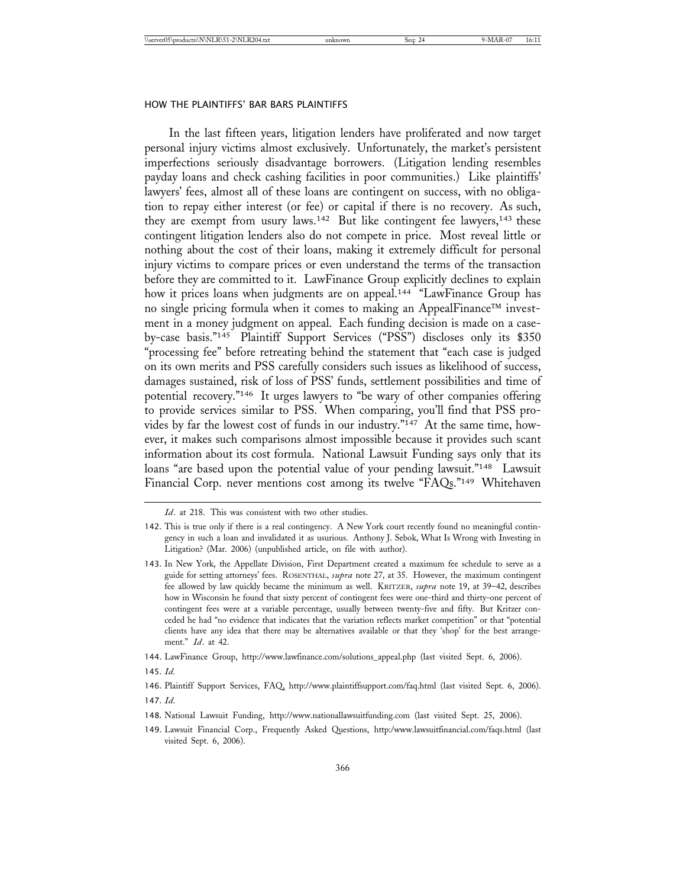In the last fifteen years, litigation lenders have proliferated and now target personal injury victims almost exclusively. Unfortunately, the market's persistent imperfections seriously disadvantage borrowers. (Litigation lending resembles payday loans and check cashing facilities in poor communities.) Like plaintiffs' lawyers' fees, almost all of these loans are contingent on success, with no obligation to repay either interest (or fee) or capital if there is no recovery. As such, they are exempt from usury laws.[142] But like contingent fee lawyers,[143] these contingent litigation lenders also do not compete in price. Most reveal little or nothing about the cost of their loans, making it extremely difficult for personal injury victims to compare prices or even understand the terms of the transaction before they are committed to it. LawFinance Group explicitly declines to explain how it prices loans when judgments are on appeal.[144] "LawFinance Group has no single pricing formula when it comes to making an AppealFinance™ investment in a money judgment on appeal. Each funding decision is made on a case-by-case basis."[145] Plaintiff Support Services ("PSS") discloses only its $350 "processing fee" before retreating behind the statement that "each case is judged on its own merits and PSS carefully considers such issues as likelihood of success, damages sustained, risk of loss of PSS' funds, settlement possibilities and time of potential recovery."[146] It urges lawyers to "be wary of other companies offering to provide services similar to PSS. When comparing, you'll find that PSS provides by far the lowest cost of funds in our industry."[147] At the same time, however, it makes such comparisons almost impossible because it provides such scant information about its cost formula. National Lawsuit Funding says only that its loans "are based upon the potential value of your pending lawsuit."[148] Lawsuit Financial Corp. never mentions cost among its twelve "FAQs."[149] Whitehaven

---

*Id*. at 218. This was consistent with two other studies.

142. This is true only if there is a real contingency. A New York court recently found no meaningful contingency in such a loan and invalidated it as usurious. Anthony J. Sebok, What Is Wrong with Investing in Litigation? (Mar. 2006) (unpublished article, on file with author).

143. In New York, the Appellate Division, First Department created a maximum fee schedule to serve as a guide for setting attorneys' fees. ROSENTHAL, *supra* note 27, at 35. However, the maximum contingent fee allowed by law quickly became the minimum as well. KRITZER, *supra* note 19, at 39–42, describes how in Wisconsin he found that sixty percent of contingent fees were one-third and thirty-one percent of contingent fees were at a variable percentage, usually between twenty-five and fifty. But Kritzer conceded he had "no evidence that indicates that the variation reflects market competition" or that "potential clients have any idea that there may be alternatives available or that they 'shop' for the best arrangement." *Id*. at 42.

144. LawFinance Group, http://www.lawfinance.com/solutions_appeal.php (last visited Sept. 6, 2006).

145. *Id.*

146. Plaintiff Support Services, FAQ, http://www.plaintiffsupport.com/faq.html (last visited Sept. 6, 2006).

147. *Id.*

148. National Lawsuit Funding, http://www.nationallawsuitfunding.com (last visited Sept. 25, 2006).

149. Lawsuit Financial Corp., Frequently Asked Questions, http:/www.lawsuitfinancial.com/faqs.html (last visited Sept. 6, 2006).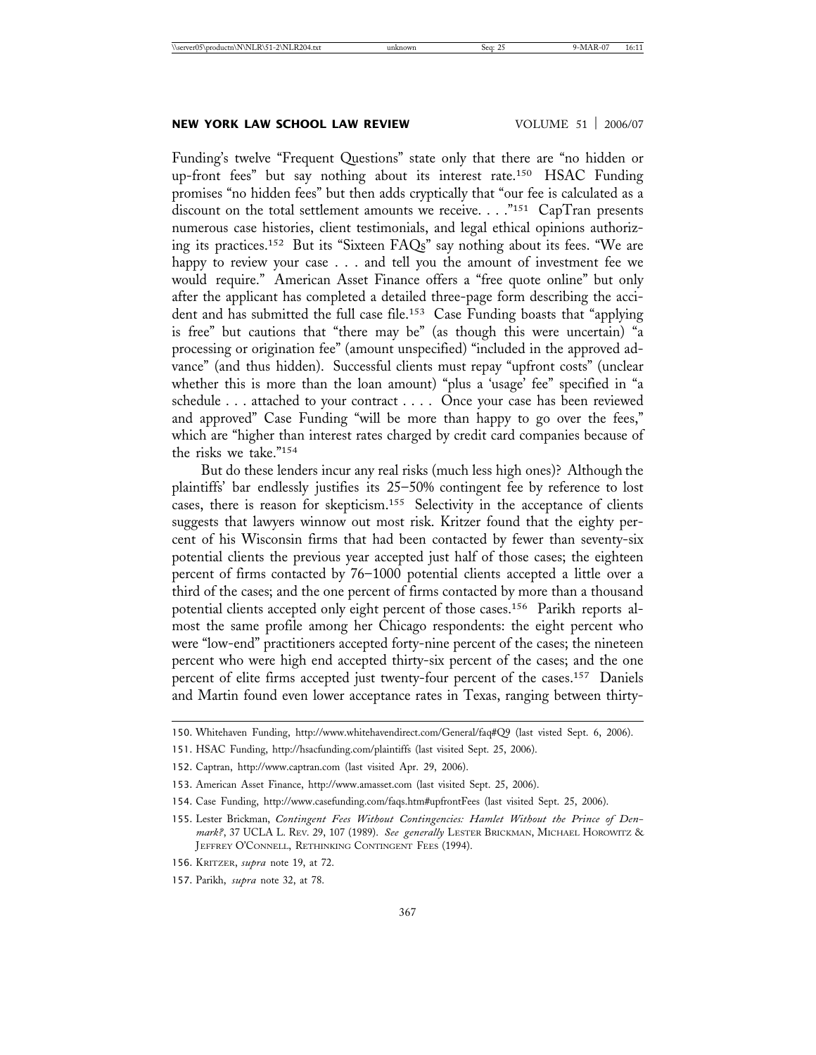Funding's twelve "Frequent Questions" state only that there are "no hidden or up-front fees" but say nothing about its interest rate.[150] HSAC Funding promises "no hidden fees" but then adds cryptically that "our fee is calculated as a discount on the total settlement amounts we receive. . . ."[151] CapTran presents numerous case histories, client testimonials, and legal ethical opinions authorizing its practices.[152] But its "Sixteen FAQs" say nothing about its fees. "We are happy to review your case . . . and tell you the amount of investment fee we would require." American Asset Finance offers a "free quote online" but only after the applicant has completed a detailed three-page form describing the accident and has submitted the full case file.[153] Case Funding boasts that "applying is free" but cautions that "there may be" (as though this were uncertain) "a processing or origination fee" (amount unspecified) "included in the approved advance" (and thus hidden). Successful clients must repay "upfront costs" (unclear whether this is more than the loan amount) "plus a 'usage' fee" specified in "a schedule . . . attached to your contract . . . . Once your case has been reviewed and approved" Case Funding "will be more than happy to go over the fees," which are "higher than interest rates charged by credit card companies because of the risks we take."[154]

But do these lenders incur any real risks (much less high ones)? Although the plaintiffs' bar endlessly justifies its 25–50% contingent fee by reference to lost cases, there is reason for skepticism.[155] Selectivity in the acceptance of clients suggests that lawyers winnow out most risk. Kritzer found that the eighty percent of his Wisconsin firms that had been contacted by fewer than seventy-six potential clients the previous year accepted just half of those cases; the eighteen percent of firms contacted by 76–1000 potential clients accepted a little over a third of the cases; and the one percent of firms contacted by more than a thousand potential clients accepted only eight percent of those cases.[156] Parikh reports almost the same profile among her Chicago respondents: the eight percent who were "low-end" practitioners accepted forty-nine percent of the cases; the nineteen percent who were high end accepted thirty-six percent of the cases; and the one percent of elite firms accepted just twenty-four percent of the cases.[157] Daniels and Martin found even lower acceptance rates in Texas, ranging between thirty-

---

150. Whitehaven Funding, http://www.whitehavendirect.com/General/faq#Q9 (last visted Sept. 6, 2006).

151. HSAC Funding, http://hsacfunding.com/plaintiffs (last visited Sept. 25, 2006).

152. Captran, http://www.captran.com (last visited Apr. 29, 2006).

153. American Asset Finance, http://www.amasset.com (last visited Sept. 25, 2006).

154. Case Funding, http://www.casefunding.com/faqs.htm#upfrontFees (last visited Sept. 25, 2006).

155. Lester Brickman, *Contingent Fees Without Contingencies: Hamlet Without the Prince of Denmark?*, 37 UCLA L. Rev. 29, 107 (1989). *See generally* Lester Brickman, Michael Horowitz & Jeffrey O'Connell, Rethinking Contingent Fees (1994).

156. Kritzer, *supra* note 19, at 72.

157. Parikh, *supra* note 32, at 78.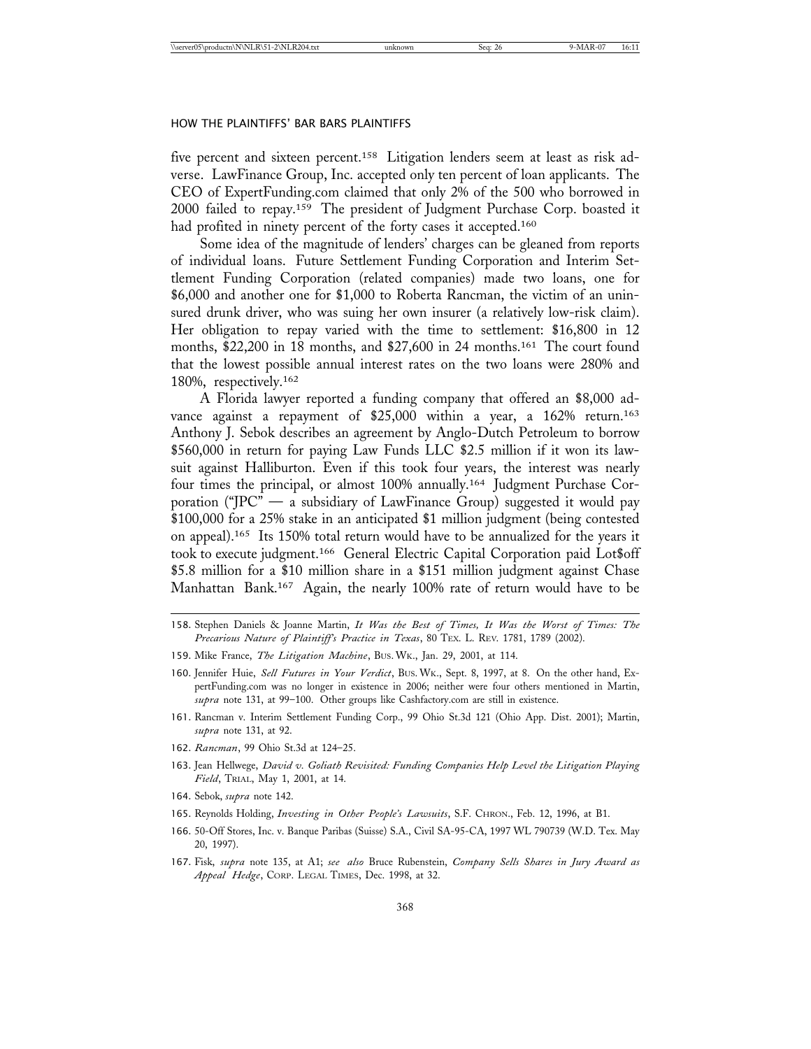five percent and sixteen percent.[158] Litigation lenders seem at least as risk adverse. LawFinance Group, Inc. accepted only ten percent of loan applicants. The CEO of ExpertFunding.com claimed that only 2% of the 500 who borrowed in 2000 failed to repay.[159] The president of Judgment Purchase Corp. boasted it had profited in ninety percent of the forty cases it accepted.[160]

Some idea of the magnitude of lenders' charges can be gleaned from reports of individual loans. Future Settlement Funding Corporation and Interim Settlement Funding Corporation (related companies) made two loans, one for $6,000 and another one for $1,000 to Roberta Rancman, the victim of an uninsured drunk driver, who was suing her own insurer (a relatively low-risk claim). Her obligation to repay varied with the time to settlement: $16,800 in 12 months, $22,200 in 18 months, and $27,600 in 24 months.[161] The court found that the lowest possible annual interest rates on the two loans were 280% and 180%, respectively.[162]

A Florida lawyer reported a funding company that offered an $8,000 advance against a repayment of $25,000 within a year, a 162% return.[163] Anthony J. Sebok describes an agreement by Anglo-Dutch Petroleum to borrow $560,000 in return for paying Law Funds LLC $2.5 million if it won its lawsuit against Halliburton. Even if this took four years, the interest was nearly four times the principal, or almost 100% annually.[164] Judgment Purchase Corporation ("JPC" — a subsidiary of LawFinance Group) suggested it would pay $100,000 for a 25% stake in an anticipated $1 million judgment (being contested on appeal).[165] Its 150% total return would have to be annualized for the years it took to execute judgment.[166] General Electric Capital Corporation paid Lot$off $5.8 million for a $10 million share in a $151 million judgment against Chase Manhattan Bank.[167] Again, the nearly 100% rate of return would have to be

---

158. Stephen Daniels & Joanne Martin, *It Was the Best of Times, It Was the Worst of Times: The Precarious Nature of Plaintiff's Practice in Texas*, 80 TEX. L. REV. 1781, 1789 (2002).

159. Mike France, *The Litigation Machine*, BUS. WK., Jan. 29, 2001, at 114.

160. Jennifer Huie, *Sell Futures in Your Verdict*, BUS. WK., Sept. 8, 1997, at 8. On the other hand, ExpertFunding.com was no longer in existence in 2006; neither were four others mentioned in Martin, *supra* note 131, at 99–100. Other groups like Cashfactory.com are still in existence.

161. Rancman v. Interim Settlement Funding Corp., 99 Ohio St.3d 121 (Ohio App. Dist. 2001); Martin, *supra* note 131, at 92.

162. *Rancman*, 99 Ohio St.3d at 124–25.

163. Jean Hellwege, *David v. Goliath Revisited: Funding Companies Help Level the Litigation Playing Field*, TRIAL, May 1, 2001, at 14.

164. Sebok, *supra* note 142.

165. Reynolds Holding, *Investing in Other People's Lawsuits*, S.F. CHRON., Feb. 12, 1996, at B1.

166. 50-Off Stores, Inc. v. Banque Paribas (Suisse) S.A., Civil SA-95-CA, 1997 WL 790739 (W.D. Tex. May 20, 1997).

167. Fisk, *supra* note 135, at A1; *see also* Bruce Rubenstein, *Company Sells Shares in Jury Award as Appeal Hedge*, CORP. LEGAL TIMES, Dec. 1998, at 32.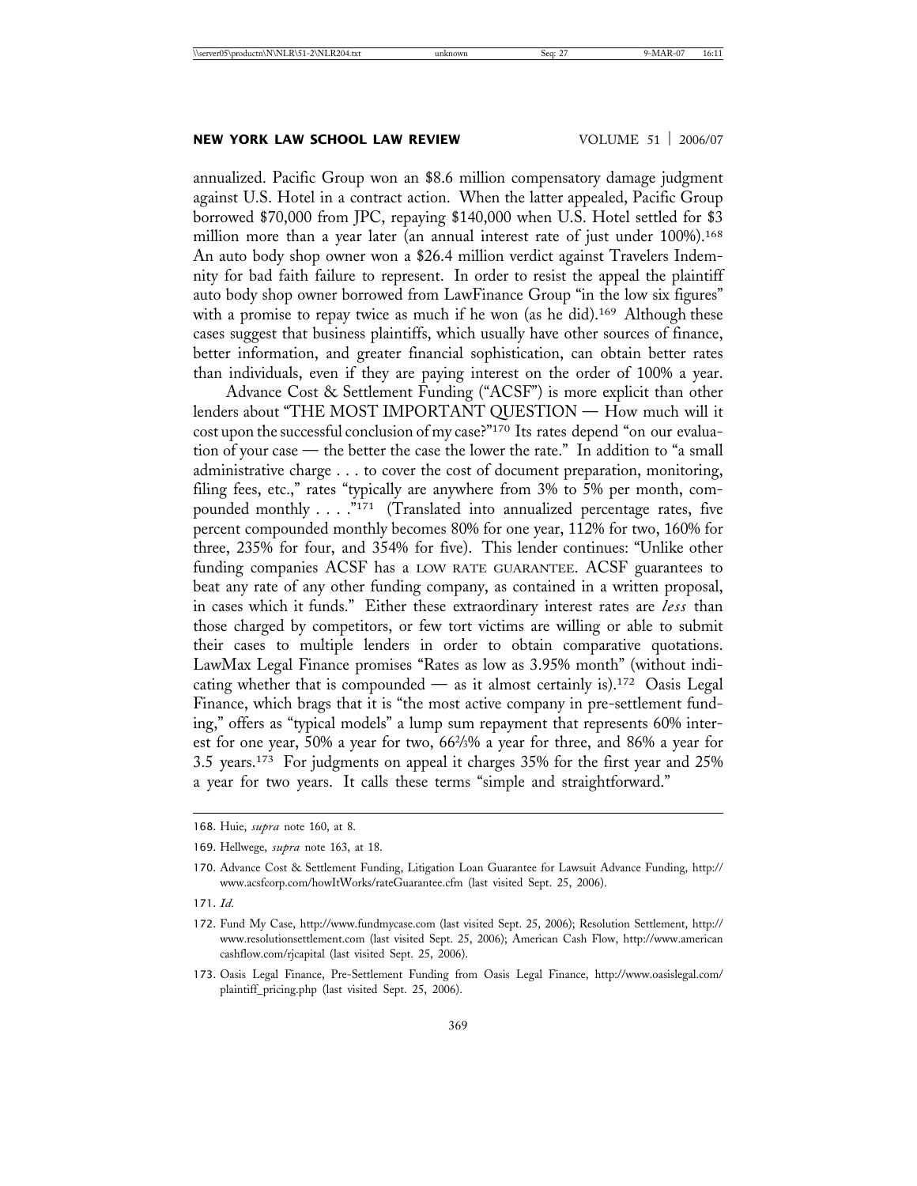annualized. Pacific Group won an $8.6 million compensatory damage judgment against U.S. Hotel in a contract action. When the latter appealed, Pacific Group borrowed $70,000 from JPC, repaying $140,000 when U.S. Hotel settled for $3 million more than a year later (an annual interest rate of just under 100%).[168] An auto body shop owner won a $26.4 million verdict against Travelers Indemnity for bad faith failure to represent. In order to resist the appeal the plaintiff auto body shop owner borrowed from LawFinance Group "in the low six figures" with a promise to repay twice as much if he won (as he did).[169] Although these cases suggest that business plaintiffs, which usually have other sources of finance, better information, and greater financial sophistication, can obtain better rates than individuals, even if they are paying interest on the order of 100% a year.

Advance Cost & Settlement Funding ("ACSF") is more explicit than other lenders about "THE MOST IMPORTANT QUESTION — How much will it cost upon the successful conclusion of my case?"[170] Its rates depend "on our evaluation of your case — the better the case the lower the rate." In addition to "a small administrative charge . . . to cover the cost of document preparation, monitoring, filing fees, etc.," rates "typically are anywhere from 3% to 5% per month, compounded monthly . . . ."[171] (Translated into annualized percentage rates, five percent compounded monthly becomes 80% for one year, 112% for two, 160% for three, 235% for four, and 354% for five). This lender continues: "Unlike other funding companies ACSF has a LOW RATE GUARANTEE. ACSF guarantees to beat any rate of any other funding company, as contained in a written proposal, in cases which it funds." Either these extraordinary interest rates are *less* than those charged by competitors, or few tort victims are willing or able to submit their cases to multiple lenders in order to obtain comparative quotations. LawMax Legal Finance promises "Rates as low as 3.95% month" (without indicating whether that is compounded — as it almost certainly is).[172] Oasis Legal Finance, which brags that it is "the most active company in pre-settlement funding," offers as "typical models" a lump sum repayment that represents 60% interest for one year, 50% a year for two, 66⅔% a year for three, and 86% a year for 3.5 years.[173] For judgments on appeal it charges 35% for the first year and 25% a year for two years. It calls these terms "simple and straightforward."

---

168. Huie, *supra* note 160, at 8.

169. Hellwege, *supra* note 163, at 18.

170. Advance Cost & Settlement Funding, Litigation Loan Guarantee for Lawsuit Advance Funding, http://www.acsfcorp.com/howItWorks/rateGuarantee.cfm (last visited Sept. 25, 2006).

171. *Id.*

172. Fund My Case, http://www.fundmycase.com (last visited Sept. 25, 2006); Resolution Settlement, http://www.resolutionsettlement.com (last visited Sept. 25, 2006); American Cash Flow, http://www.americancashflow.com/rjcapital (last visited Sept. 25, 2006).

173. Oasis Legal Finance, Pre-Settlement Funding from Oasis Legal Finance, http://www.oasislegal.com/plaintiff_pricing.php (last visited Sept. 25, 2006).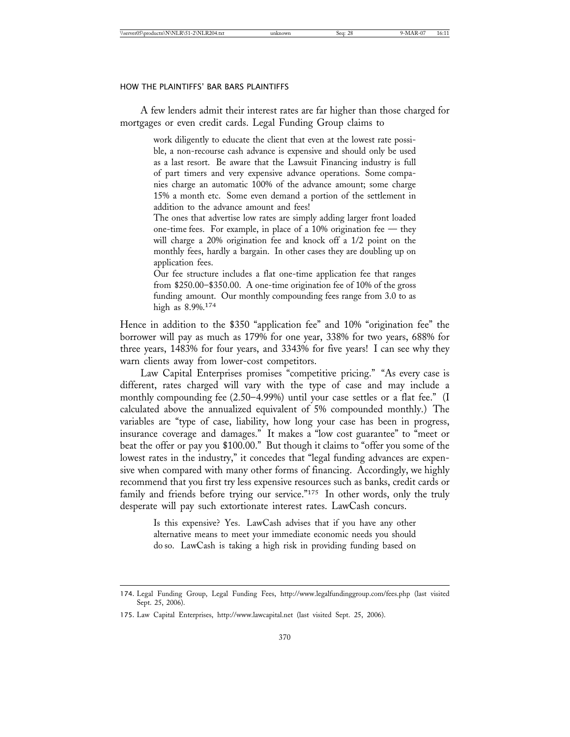A few lenders admit their interest rates are far higher than those charged for mortgages or even credit cards. Legal Funding Group claims to

> work diligently to educate the client that even at the lowest rate possible, a non-recourse cash advance is expensive and should only be used as a last resort. Be aware that the Lawsuit Financing industry is full of part timers and very expensive advance operations. Some companies charge an automatic 100% of the advance amount; some charge 15% a month etc. Some even demand a portion of the settlement in addition to the advance amount and fees!
>
> The ones that advertise low rates are simply adding larger front loaded one-time fees. For example, in place of a 10% origination fee — they will charge a 20% origination fee and knock off a 1/2 point on the monthly fees, hardly a bargain. In other cases they are doubling up on application fees.
>
> Our fee structure includes a flat one-time application fee that ranges from \$250.00–\$350.00. A one-time origination fee of 10% of the gross funding amount. Our monthly compounding fees range from 3.0 to as high as 8.9%.[174]

Hence in addition to the \$350 "application fee" and 10% "origination fee" the borrower will pay as much as 179% for one year, 338% for two years, 688% for three years, 1483% for four years, and 3343% for five years! I can see why they warn clients away from lower-cost competitors.

Law Capital Enterprises promises "competitive pricing." "As every case is different, rates charged will vary with the type of case and may include a monthly compounding fee (2.50–4.99%) until your case settles or a flat fee." (I calculated above the annualized equivalent of 5% compounded monthly.) The variables are "type of case, liability, how long your case has been in progress, insurance coverage and damages." It makes a "low cost guarantee" to "meet or beat the offer or pay you \$100.00." But though it claims to "offer you some of the lowest rates in the industry," it concedes that "legal funding advances are expensive when compared with many other forms of financing. Accordingly, we highly recommend that you first try less expensive resources such as banks, credit cards or family and friends before trying our service."[175] In other words, only the truly desperate will pay such extortionate interest rates. LawCash concurs.

> Is this expensive? Yes. LawCash advises that if you have any other alternative means to meet your immediate economic needs you should do so. LawCash is taking a high risk in providing funding based on

---

174. Legal Funding Group, Legal Funding Fees, http://www.legalfundinggroup.com/fees.php (last visited Sept. 25, 2006).

175. Law Capital Enterprises, http://www.lawcapital.net (last visited Sept. 25, 2006).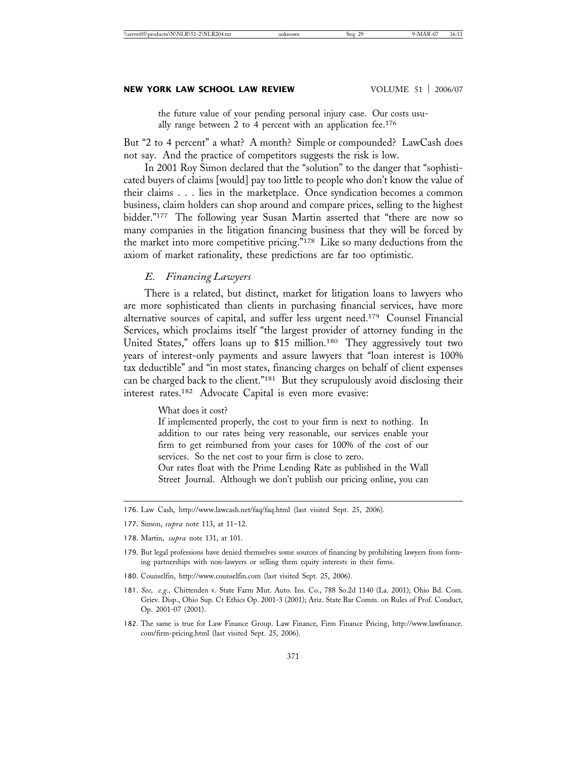> the future value of your pending personal injury case. Our costs usually range between 2 to 4 percent with an application fee.[176]

But "2 to 4 percent" a what? A month? Simple or compounded? LawCash does not say. And the practice of competitors suggests the risk is low.

In 2001 Roy Simon declared that the "solution" to the danger that "sophisticated buyers of claims [would] pay too little to people who don't know the value of their claims . . . lies in the marketplace. Once syndication becomes a common business, claim holders can shop around and compare prices, selling to the highest bidder."[177] The following year Susan Martin asserted that "there are now so many companies in the litigation financing business that they will be forced by the market into more competitive pricing."[178] Like so many deductions from the axiom of market rationality, these predictions are far too optimistic.

### *E. Financing Lawyers*

There is a related, but distinct, market for litigation loans to lawyers who are more sophisticated than clients in purchasing financial services, have more alternative sources of capital, and suffer less urgent need.[179] Counsel Financial Services, which proclaims itself "the largest provider of attorney funding in the United States," offers loans up to $15 million.[180] They aggressively tout two years of interest-only payments and assure lawyers that "loan interest is 100% tax deductible" and "in most states, financing charges on behalf of client expenses can be charged back to the client."[181] But they scrupulously avoid disclosing their interest rates.[182] Advocate Capital is even more evasive:

> What does it cost?
>
> If implemented properly, the cost to your firm is next to nothing. In addition to our rates being very reasonable, our services enable your firm to get reimbursed from your cases for 100% of the cost of our services. So the net cost to your firm is close to zero.
>
> Our rates float with the Prime Lending Rate as published in the Wall Street Journal. Although we don't publish our pricing online, you can

---

176. Law Cash, http://www.lawcash.net/faq/faq.html (last visited Sept. 25, 2006).

177. Simon, *supra* note 113, at 11–12.

178. Martin, *supra* note 131, at 101.

179. But legal professions have denied themselves some sources of financing by prohibiting lawyers from forming partnerships with non-lawyers or selling them equity interests in their firms.

180. Counselfin, http://www.counselfin.com (last visited Sept. 25, 2006).

181. *See, e.g.*, Chittenden v. State Farm Mut. Auto. Ins. Co., 788 So.2d 1140 (La. 2001); Ohio Bd. Com. Griev. Disp., Ohio Sup. Ct Ethics Op. 2001-3 (2001); Ariz. State Bar Comm. on Rules of Prof. Conduct, Op. 2001-07 (2001).

182. The same is true for Law Finance Group. Law Finance, Firm Finance Pricing, http://www.lawfinance.com/firm-pricing.html (last visited Sept. 25, 2006).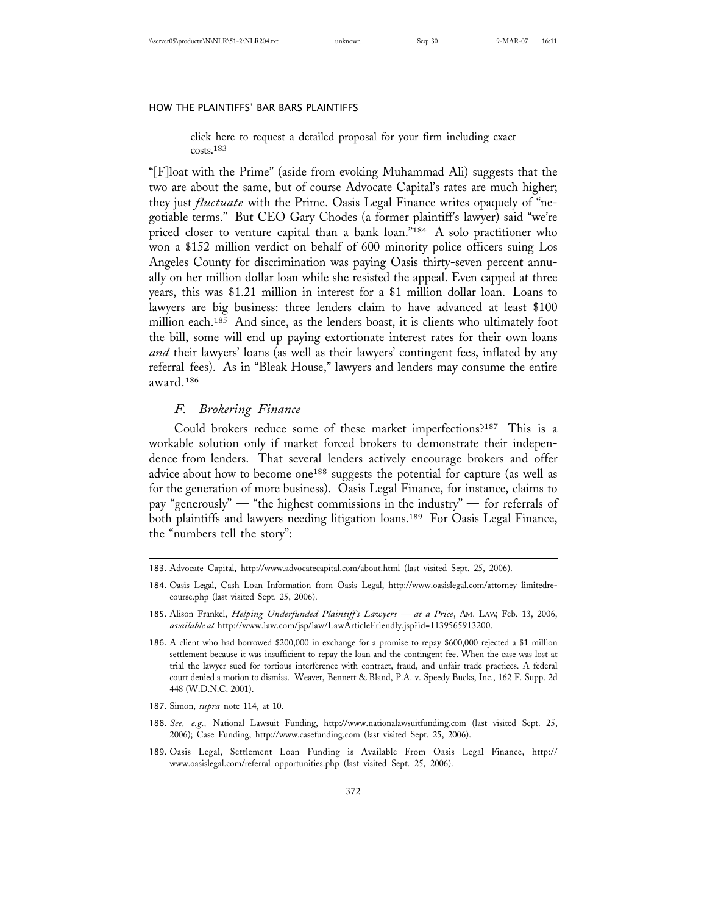click here to request a detailed proposal for your firm including exact costs.[183]

"[F]loat with the Prime" (aside from evoking Muhammad Ali) suggests that the two are about the same, but of course Advocate Capital's rates are much higher; they just *fluctuate* with the Prime. Oasis Legal Finance writes opaquely of "negotiable terms." But CEO Gary Chodes (a former plaintiff's lawyer) said "we're priced closer to venture capital than a bank loan."[184] A solo practitioner who won a $152 million verdict on behalf of 600 minority police officers suing Los Angeles County for discrimination was paying Oasis thirty-seven percent annually on her million dollar loan while she resisted the appeal. Even capped at three years, this was $1.21 million in interest for a $1 million dollar loan. Loans to lawyers are big business: three lenders claim to have advanced at least $100 million each.[185] And since, as the lenders boast, it is clients who ultimately foot the bill, some will end up paying extortionate interest rates for their own loans *and* their lawyers' loans (as well as their lawyers' contingent fees, inflated by any referral fees). As in "Bleak House," lawyers and lenders may consume the entire award.[186]

### *F. Brokering Finance*

Could brokers reduce some of these market imperfections?[187] This is a workable solution only if market forced brokers to demonstrate their independence from lenders. That several lenders actively encourage brokers and offer advice about how to become one[188] suggests the potential for capture (as well as for the generation of more business). Oasis Legal Finance, for instance, claims to pay "generously" — "the highest commissions in the industry" — for referrals of both plaintiffs and lawyers needing litigation loans.[189] For Oasis Legal Finance, the "numbers tell the story":

---

183. Advocate Capital, http://www.advocatecapital.com/about.html (last visited Sept. 25, 2006).

184. Oasis Legal, Cash Loan Information from Oasis Legal, http://www.oasislegal.com/attorney_limitedrecourse.php (last visited Sept. 25, 2006).

185. Alison Frankel, *Helping Underfunded Plaintiff's Lawyers — at a Price*, AM. LAW, Feb. 13, 2006, *available at* http://www.law.com/jsp/law/LawArticleFriendly.jsp?id=1139565913200.

186. A client who had borrowed $200,000 in exchange for a promise to repay $600,000 rejected a $1 million settlement because it was insufficient to repay the loan and the contingent fee. When the case was lost at trial the lawyer sued for tortious interference with contract, fraud, and unfair trade practices. A federal court denied a motion to dismiss. Weaver, Bennett & Bland, P.A. v. Speedy Bucks, Inc., 162 F. Supp. 2d 448 (W.D.N.C. 2001).

187. Simon, *supra* note 114, at 10.

188. *See, e.g.*, National Lawsuit Funding, http://www.nationalawsuitfunding.com (last visited Sept. 25, 2006); Case Funding, http://www.casefunding.com (last visited Sept. 25, 2006).

189. Oasis Legal, Settlement Loan Funding is Available From Oasis Legal Finance, http://www.oasislegal.com/referral_opportunities.php (last visited Sept. 25, 2006).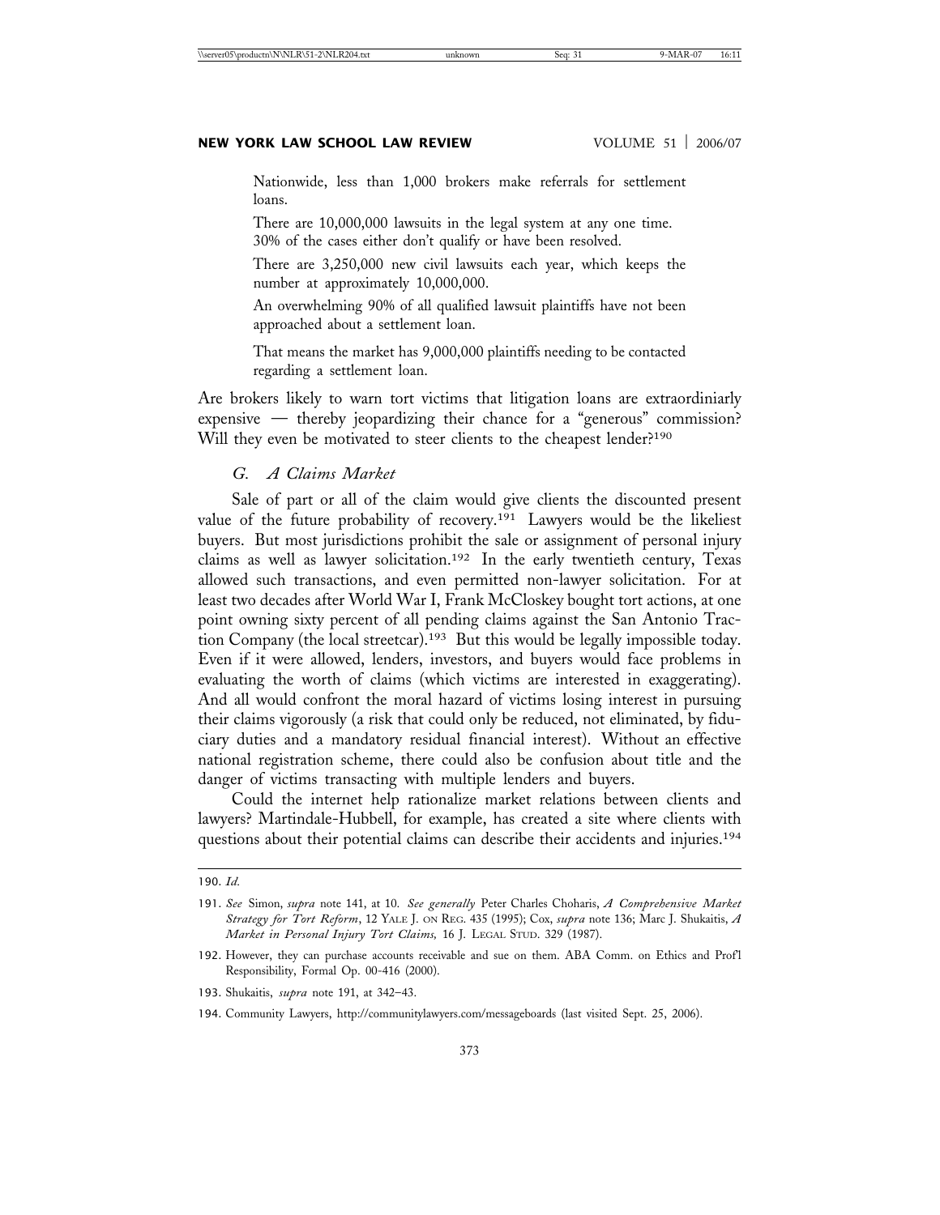> Nationwide, less than 1,000 brokers make referrals for settlement loans.
>
> There are 10,000,000 lawsuits in the legal system at any one time. 30% of the cases either don't qualify or have been resolved.
>
> There are 3,250,000 new civil lawsuits each year, which keeps the number at approximately 10,000,000.
>
> An overwhelming 90% of all qualified lawsuit plaintiffs have not been approached about a settlement loan.
>
> That means the market has 9,000,000 plaintiffs needing to be contacted regarding a settlement loan.

Are brokers likely to warn tort victims that litigation loans are extraordiniarly expensive — thereby jeopardizing their chance for a "generous" commission? Will they even be motivated to steer clients to the cheapest lender?[190]

### *G. A Claims Market*

Sale of part or all of the claim would give clients the discounted present value of the future probability of recovery.[191] Lawyers would be the likeliest buyers. But most jurisdictions prohibit the sale or assignment of personal injury claims as well as lawyer solicitation.[192] In the early twentieth century, Texas allowed such transactions, and even permitted non-lawyer solicitation. For at least two decades after World War I, Frank McCloskey bought tort actions, at one point owning sixty percent of all pending claims against the San Antonio Traction Company (the local streetcar).[193] But this would be legally impossible today. Even if it were allowed, lenders, investors, and buyers would face problems in evaluating the worth of claims (which victims are interested in exaggerating). And all would confront the moral hazard of victims losing interest in pursuing their claims vigorously (a risk that could only be reduced, not eliminated, by fiduciary duties and a mandatory residual financial interest). Without an effective national registration scheme, there could also be confusion about title and the danger of victims transacting with multiple lenders and buyers.

Could the internet help rationalize market relations between clients and lawyers? Martindale-Hubbell, for example, has created a site where clients with questions about their potential claims can describe their accidents and injuries.[194]

---

190. *Id.*

191. *See* Simon, *supra* note 141, at 10. *See generally* Peter Charles Choharis, *A Comprehensive Market Strategy for Tort Reform*, 12 YALE J. ON REG. 435 (1995); Cox, *supra* note 136; Marc J. Shukaitis, *A Market in Personal Injury Tort Claims,* 16 J. LEGAL STUD. 329 (1987).

192. However, they can purchase accounts receivable and sue on them. ABA Comm. on Ethics and Prof'l Responsibility, Formal Op. 00-416 (2000).

193. Shukaitis, *supra* note 191, at 342–43.

194. Community Lawyers, http://communitylawyers.com/messageboards (last visited Sept. 25, 2006).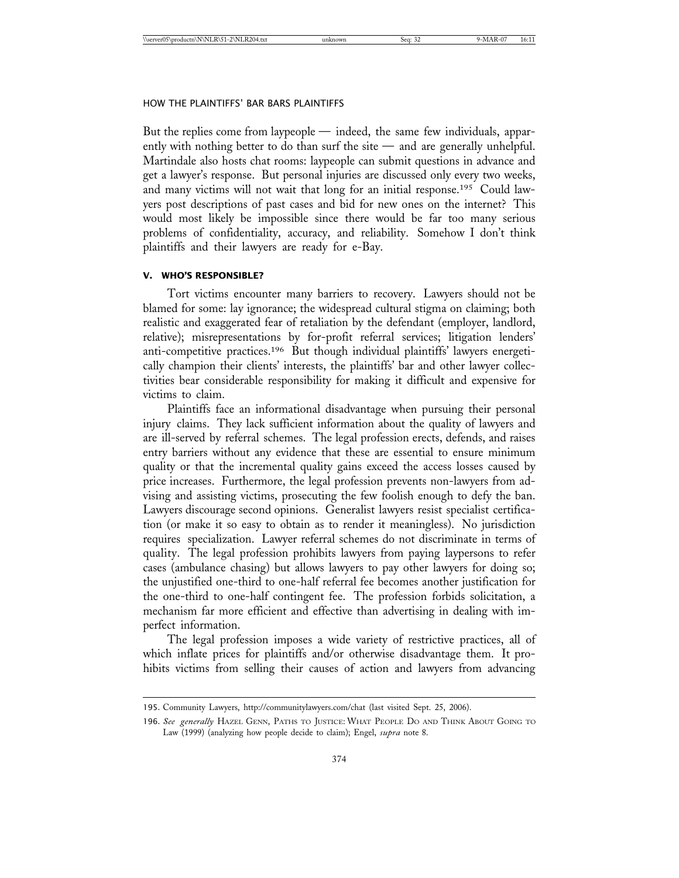But the replies come from laypeople — indeed, the same few individuals, apparently with nothing better to do than surf the site — and are generally unhelpful. Martindale also hosts chat rooms: laypeople can submit questions in advance and get a lawyer's response. But personal injuries are discussed only every two weeks, and many victims will not wait that long for an initial response.[195] Could lawyers post descriptions of past cases and bid for new ones on the internet? This would most likely be impossible since there would be far too many serious problems of confidentiality, accuracy, and reliability. Somehow I don't think plaintiffs and their lawyers are ready for e-Bay.

## V. WHO'S RESPONSIBLE?

Tort victims encounter many barriers to recovery. Lawyers should not be blamed for some: lay ignorance; the widespread cultural stigma on claiming; both realistic and exaggerated fear of retaliation by the defendant (employer, landlord, relative); misrepresentations by for-profit referral services; litigation lenders' anti-competitive practices.[196] But though individual plaintiffs' lawyers energetically champion their clients' interests, the plaintiffs' bar and other lawyer collectivities bear considerable responsibility for making it difficult and expensive for victims to claim.

Plaintiffs face an informational disadvantage when pursuing their personal injury claims. They lack sufficient information about the quality of lawyers and are ill-served by referral schemes. The legal profession erects, defends, and raises entry barriers without any evidence that these are essential to ensure minimum quality or that the incremental quality gains exceed the access losses caused by price increases. Furthermore, the legal profession prevents non-lawyers from advising and assisting victims, prosecuting the few foolish enough to defy the ban. Lawyers discourage second opinions. Generalist lawyers resist specialist certification (or make it so easy to obtain as to render it meaningless). No jurisdiction requires specialization. Lawyer referral schemes do not discriminate in terms of quality. The legal profession prohibits lawyers from paying laypersons to refer cases (ambulance chasing) but allows lawyers to pay other lawyers for doing so; the unjustified one-third to one-half referral fee becomes another justification for the one-third to one-half contingent fee. The profession forbids solicitation, a mechanism far more efficient and effective than advertising in dealing with imperfect information.

The legal profession imposes a wide variety of restrictive practices, all of which inflate prices for plaintiffs and/or otherwise disadvantage them. It prohibits victims from selling their causes of action and lawyers from advancing

---

195. Community Lawyers, http://communitylawyers.com/chat (last visited Sept. 25, 2006).

196. *See generally* HAZEL GENN, PATHS TO JUSTICE: WHAT PEOPLE DO AND THINK ABOUT GOING TO LAW (1999) (analyzing how people decide to claim); Engel, *supra* note 8.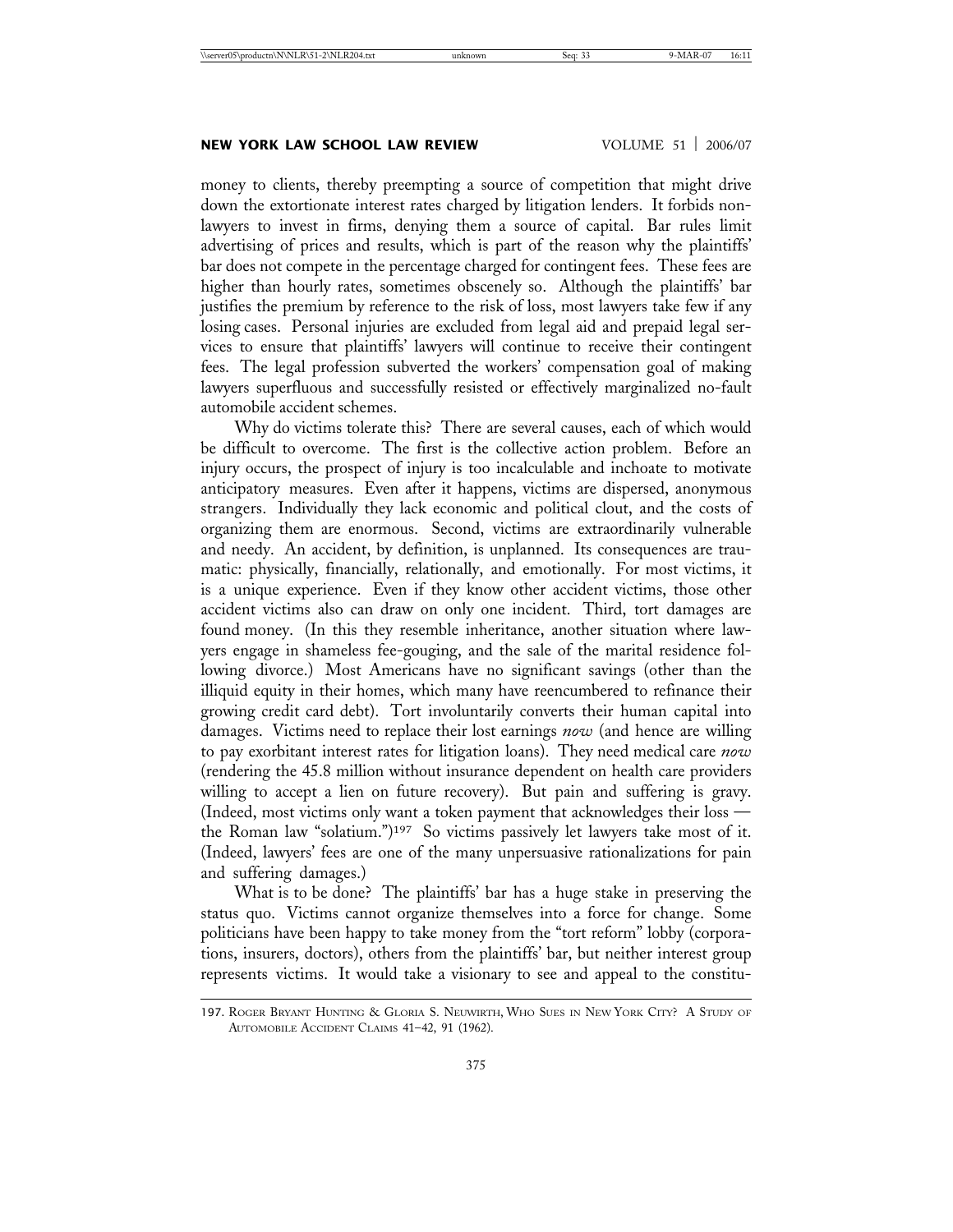money to clients, thereby preempting a source of competition that might drive down the extortionate interest rates charged by litigation lenders. It forbids non-lawyers to invest in firms, denying them a source of capital. Bar rules limit advertising of prices and results, which is part of the reason why the plaintiffs' bar does not compete in the percentage charged for contingent fees. These fees are higher than hourly rates, sometimes obscenely so. Although the plaintiffs' bar justifies the premium by reference to the risk of loss, most lawyers take few if any losing cases. Personal injuries are excluded from legal aid and prepaid legal services to ensure that plaintiffs' lawyers will continue to receive their contingent fees. The legal profession subverted the workers' compensation goal of making lawyers superfluous and successfully resisted or effectively marginalized no-fault automobile accident schemes.

Why do victims tolerate this? There are several causes, each of which would be difficult to overcome. The first is the collective action problem. Before an injury occurs, the prospect of injury is too incalculable and inchoate to motivate anticipatory measures. Even after it happens, victims are dispersed, anonymous strangers. Individually they lack economic and political clout, and the costs of organizing them are enormous. Second, victims are extraordinarily vulnerable and needy. An accident, by definition, is unplanned. Its consequences are traumatic: physically, financially, relationally, and emotionally. For most victims, it is a unique experience. Even if they know other accident victims, those other accident victims also can draw on only one incident. Third, tort damages are found money. (In this they resemble inheritance, another situation where lawyers engage in shameless fee-gouging, and the sale of the marital residence following divorce.) Most Americans have no significant savings (other than the illiquid equity in their homes, which many have reencumbered to refinance their growing credit card debt). Tort involuntarily converts their human capital into damages. Victims need to replace their lost earnings *now* (and hence are willing to pay exorbitant interest rates for litigation loans). They need medical care *now* (rendering the 45.8 million without insurance dependent on health care providers willing to accept a lien on future recovery). But pain and suffering is gravy. (Indeed, most victims only want a token payment that acknowledges their loss — the Roman law "solatium.")[197] So victims passively let lawyers take most of it. (Indeed, lawyers' fees are one of the many unpersuasive rationalizations for pain and suffering damages.)

What is to be done? The plaintiffs' bar has a huge stake in preserving the status quo. Victims cannot organize themselves into a force for change. Some politicians have been happy to take money from the "tort reform" lobby (corporations, insurers, doctors), others from the plaintiffs' bar, but neither interest group represents victims. It would take a visionary to see and appeal to the constitu-

---

197. Roger Bryant Hunting & Gloria S. Neuwirth, Who Sues in New York City? A Study of Automobile Accident Claims 41–42, 91 (1962).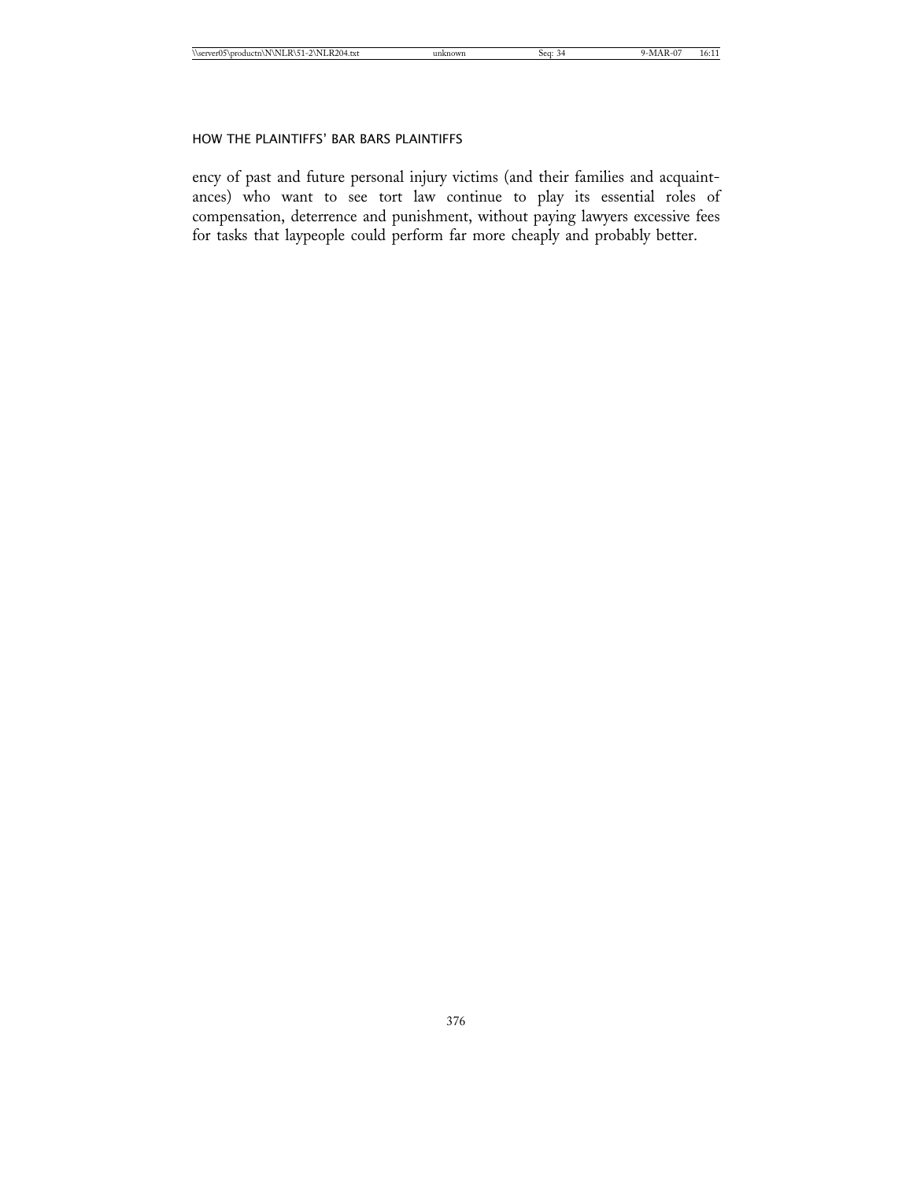ency of past and future personal injury victims (and their families and acquaintances) who want to see tort law continue to play its essential roles of compensation, deterrence and punishment, without paying lawyers excessive fees for tasks that laypeople could perform far more cheaply and probably better.